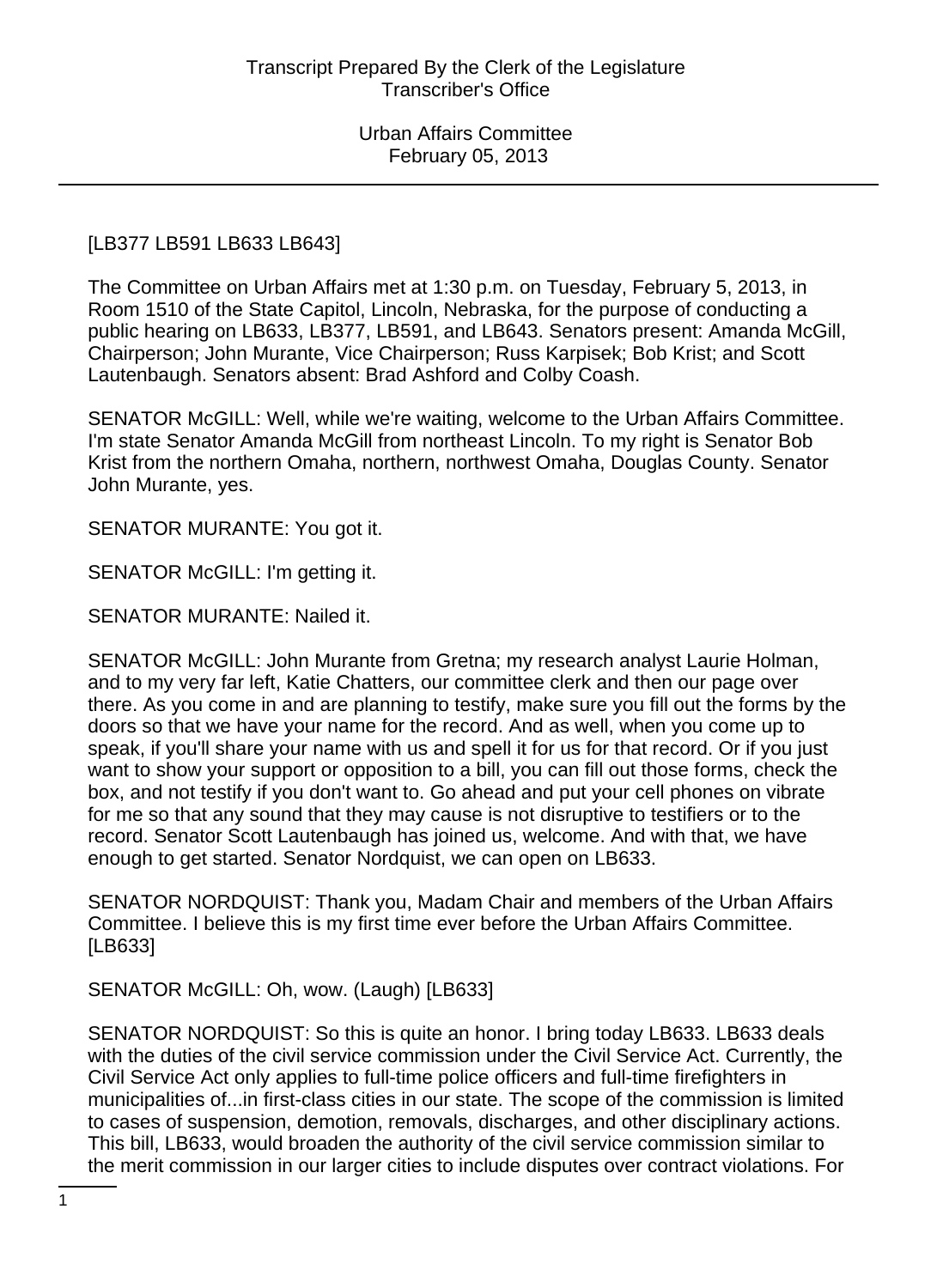[LB377 LB591 LB633 LB643]

The Committee on Urban Affairs met at 1:30 p.m. on Tuesday, February 5, 2013, in Room 1510 of the State Capitol, Lincoln, Nebraska, for the purpose of conducting a public hearing on LB633, LB377, LB591, and LB643. Senators present: Amanda McGill, Chairperson; John Murante, Vice Chairperson; Russ Karpisek; Bob Krist; and Scott Lautenbaugh. Senators absent: Brad Ashford and Colby Coash.

SENATOR McGILL: Well, while we're waiting, welcome to the Urban Affairs Committee. I'm state Senator Amanda McGill from northeast Lincoln. To my right is Senator Bob Krist from the northern Omaha, northern, northwest Omaha, Douglas County. Senator John Murante, yes.

SENATOR MURANTE: You got it.

SENATOR McGILL: I'm getting it.

SENATOR MURANTE: Nailed it.

SENATOR McGILL: John Murante from Gretna; my research analyst Laurie Holman, and to my very far left, Katie Chatters, our committee clerk and then our page over there. As you come in and are planning to testify, make sure you fill out the forms by the doors so that we have your name for the record. And as well, when you come up to speak, if you'll share your name with us and spell it for us for that record. Or if you just want to show your support or opposition to a bill, you can fill out those forms, check the box, and not testify if you don't want to. Go ahead and put your cell phones on vibrate for me so that any sound that they may cause is not disruptive to testifiers or to the record. Senator Scott Lautenbaugh has joined us, welcome. And with that, we have enough to get started. Senator Nordquist, we can open on LB633.

SENATOR NORDQUIST: Thank you, Madam Chair and members of the Urban Affairs Committee. I believe this is my first time ever before the Urban Affairs Committee. [LB633]

SENATOR McGILL: Oh, wow. (Laugh) [LB633]

SENATOR NORDQUIST: So this is quite an honor. I bring today LB633. LB633 deals with the duties of the civil service commission under the Civil Service Act. Currently, the Civil Service Act only applies to full-time police officers and full-time firefighters in municipalities of...in first-class cities in our state. The scope of the commission is limited to cases of suspension, demotion, removals, discharges, and other disciplinary actions. This bill, LB633, would broaden the authority of the civil service commission similar to the merit commission in our larger cities to include disputes over contract violations. For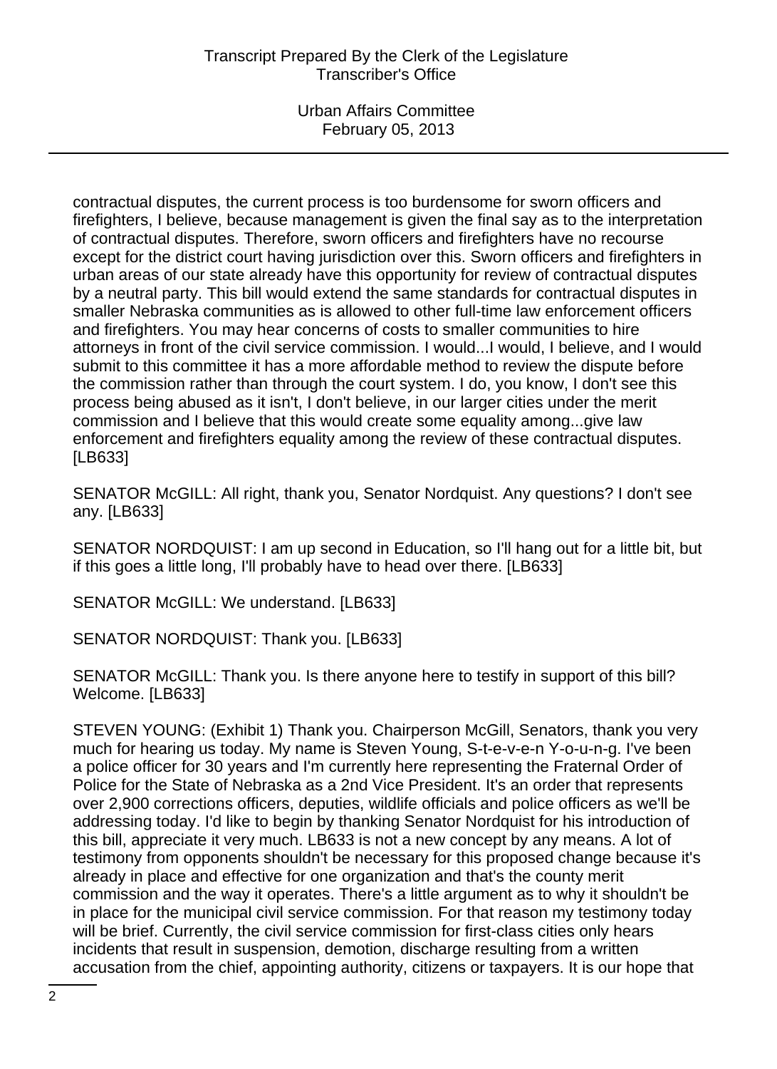contractual disputes, the current process is too burdensome for sworn officers and firefighters, I believe, because management is given the final say as to the interpretation of contractual disputes. Therefore, sworn officers and firefighters have no recourse except for the district court having jurisdiction over this. Sworn officers and firefighters in urban areas of our state already have this opportunity for review of contractual disputes by a neutral party. This bill would extend the same standards for contractual disputes in smaller Nebraska communities as is allowed to other full-time law enforcement officers and firefighters. You may hear concerns of costs to smaller communities to hire attorneys in front of the civil service commission. I would...I would, I believe, and I would submit to this committee it has a more affordable method to review the dispute before the commission rather than through the court system. I do, you know, I don't see this process being abused as it isn't, I don't believe, in our larger cities under the merit commission and I believe that this would create some equality among...give law enforcement and firefighters equality among the review of these contractual disputes. [LB633]

SENATOR McGILL: All right, thank you, Senator Nordquist. Any questions? I don't see any. [LB633]

SENATOR NORDQUIST: I am up second in Education, so I'll hang out for a little bit, but if this goes a little long, I'll probably have to head over there. [LB633]

SENATOR McGILL: We understand. [LB633]

SENATOR NORDQUIST: Thank you. [LB633]

SENATOR McGILL: Thank you. Is there anyone here to testify in support of this bill? Welcome. [LB633]

STEVEN YOUNG: (Exhibit 1) Thank you. Chairperson McGill, Senators, thank you very much for hearing us today. My name is Steven Young, S-t-e-v-e-n Y-o-u-n-g. I've been a police officer for 30 years and I'm currently here representing the Fraternal Order of Police for the State of Nebraska as a 2nd Vice President. It's an order that represents over 2,900 corrections officers, deputies, wildlife officials and police officers as we'll be addressing today. I'd like to begin by thanking Senator Nordquist for his introduction of this bill, appreciate it very much. LB633 is not a new concept by any means. A lot of testimony from opponents shouldn't be necessary for this proposed change because it's already in place and effective for one organization and that's the county merit commission and the way it operates. There's a little argument as to why it shouldn't be in place for the municipal civil service commission. For that reason my testimony today will be brief. Currently, the civil service commission for first-class cities only hears incidents that result in suspension, demotion, discharge resulting from a written accusation from the chief, appointing authority, citizens or taxpayers. It is our hope that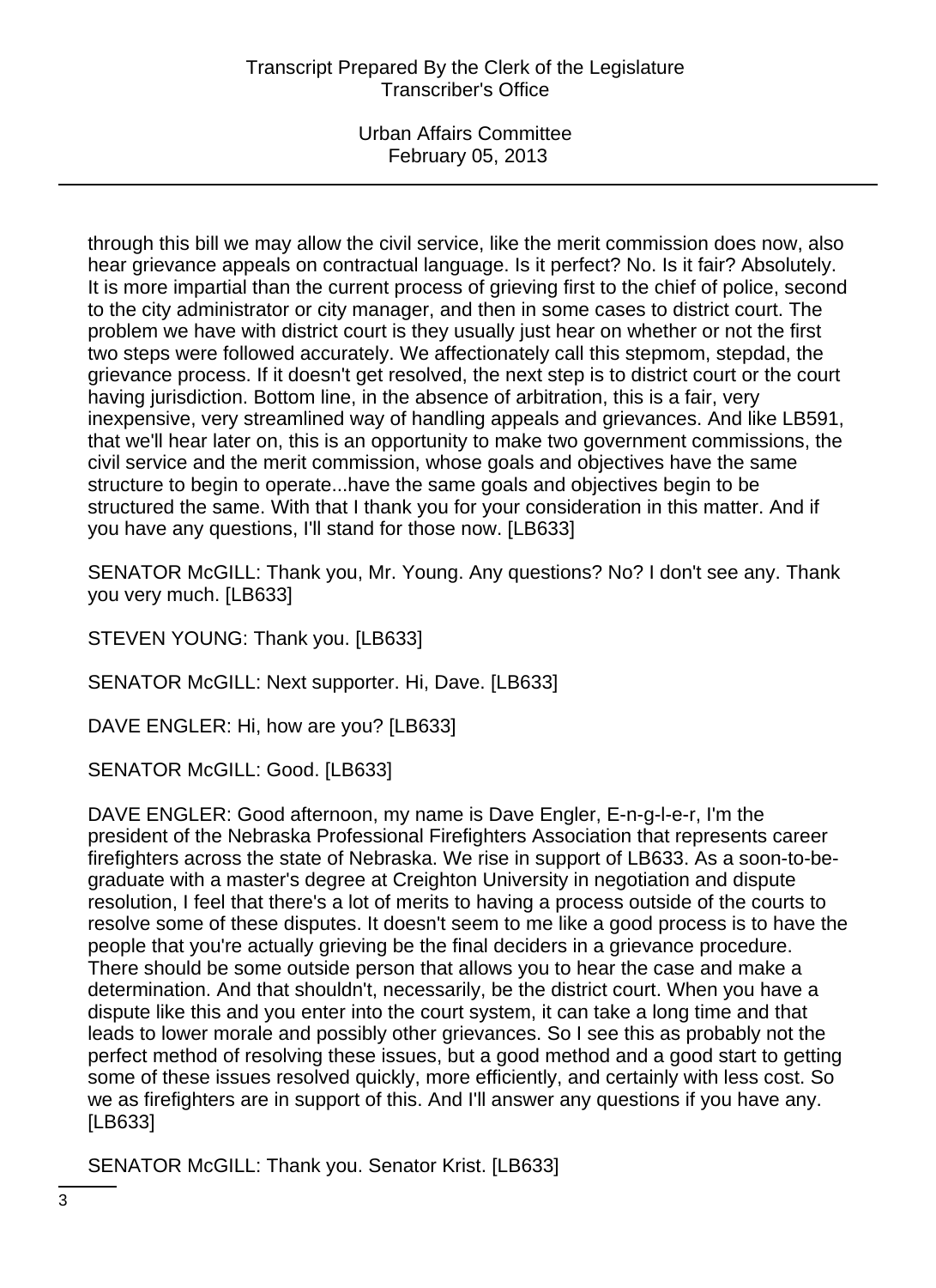through this bill we may allow the civil service, like the merit commission does now, also hear grievance appeals on contractual language. Is it perfect? No. Is it fair? Absolutely. It is more impartial than the current process of grieving first to the chief of police, second to the city administrator or city manager, and then in some cases to district court. The problem we have with district court is they usually just hear on whether or not the first two steps were followed accurately. We affectionately call this stepmom, stepdad, the grievance process. If it doesn't get resolved, the next step is to district court or the court having jurisdiction. Bottom line, in the absence of arbitration, this is a fair, very inexpensive, very streamlined way of handling appeals and grievances. And like LB591, that we'll hear later on, this is an opportunity to make two government commissions, the civil service and the merit commission, whose goals and objectives have the same structure to begin to operate...have the same goals and objectives begin to be structured the same. With that I thank you for your consideration in this matter. And if you have any questions, I'll stand for those now. [LB633]

SENATOR McGILL: Thank you, Mr. Young. Any questions? No? I don't see any. Thank you very much. [LB633]

STEVEN YOUNG: Thank you. [LB633]

SENATOR McGILL: Next supporter. Hi, Dave. [LB633]

DAVE ENGLER: Hi, how are you? [LB633]

SENATOR McGILL: Good. [LB633]

DAVE ENGLER: Good afternoon, my name is Dave Engler, E-n-g-l-e-r, I'm the president of the Nebraska Professional Firefighters Association that represents career firefighters across the state of Nebraska. We rise in support of LB633. As a soon-to-be-graduate with a master's degree at Creighton University in negotiation and dispute resolution, I feel that there's a lot of merits to having a process outside of the courts to resolve some of these disputes. It doesn't seem to me like a good process is to have the people that you're actually grieving be the final deciders in a grievance procedure. There should be some outside person that allows you to hear the case and make a determination. And that shouldn't, necessarily, be the district court. When you have a dispute like this and you enter into the court system, it can take a long time and that leads to lower morale and possibly other grievances. So I see this as probably not the perfect method of resolving these issues, but a good method and a good start to getting some of these issues resolved quickly, more efficiently, and certainly with less cost. So we as firefighters are in support of this. And I'll answer any questions if you have any. [LB633]

SENATOR McGILL: Thank you. Senator Krist. [LB633]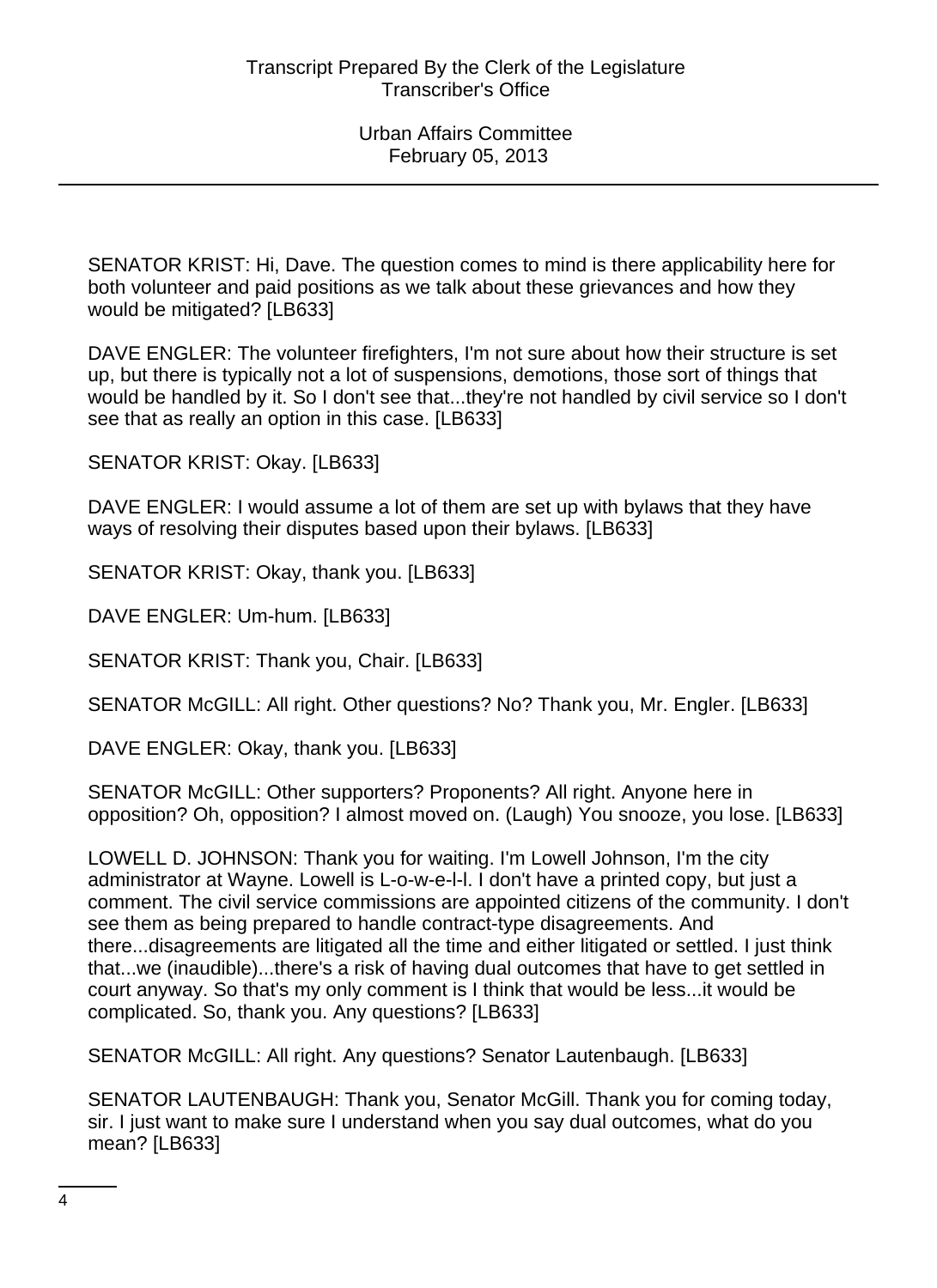SENATOR KRIST: Hi, Dave. The question comes to mind is there applicability here for both volunteer and paid positions as we talk about these grievances and how they would be mitigated? [LB633]

DAVE ENGLER: The volunteer firefighters, I'm not sure about how their structure is set up, but there is typically not a lot of suspensions, demotions, those sort of things that would be handled by it. So I don't see that...they're not handled by civil service so I don't see that as really an option in this case. [LB633]

SENATOR KRIST: Okay. [LB633]

DAVE ENGLER: I would assume a lot of them are set up with bylaws that they have ways of resolving their disputes based upon their bylaws. [LB633]

SENATOR KRIST: Okay, thank you. [LB633]

DAVE ENGLER: Um-hum. [LB633]

SENATOR KRIST: Thank you, Chair. [LB633]

SENATOR McGILL: All right. Other questions? No? Thank you, Mr. Engler. [LB633]

DAVE ENGLER: Okay, thank you. [LB633]

SENATOR McGILL: Other supporters? Proponents? All right. Anyone here in opposition? Oh, opposition? I almost moved on. (Laugh) You snooze, you lose. [LB633]

LOWELL D. JOHNSON: Thank you for waiting. I'm Lowell Johnson, I'm the city administrator at Wayne. Lowell is L-o-w-e-l-l. I don't have a printed copy, but just a comment. The civil service commissions are appointed citizens of the community. I don't see them as being prepared to handle contract-type disagreements. And there...disagreements are litigated all the time and either litigated or settled. I just think that...we (inaudible)...there's a risk of having dual outcomes that have to get settled in court anyway. So that's my only comment is I think that would be less...it would be complicated. So, thank you. Any questions? [LB633]

SENATOR McGILL: All right. Any questions? Senator Lautenbaugh. [LB633]

SENATOR LAUTENBAUGH: Thank you, Senator McGill. Thank you for coming today, sir. I just want to make sure I understand when you say dual outcomes, what do you mean? [LB633]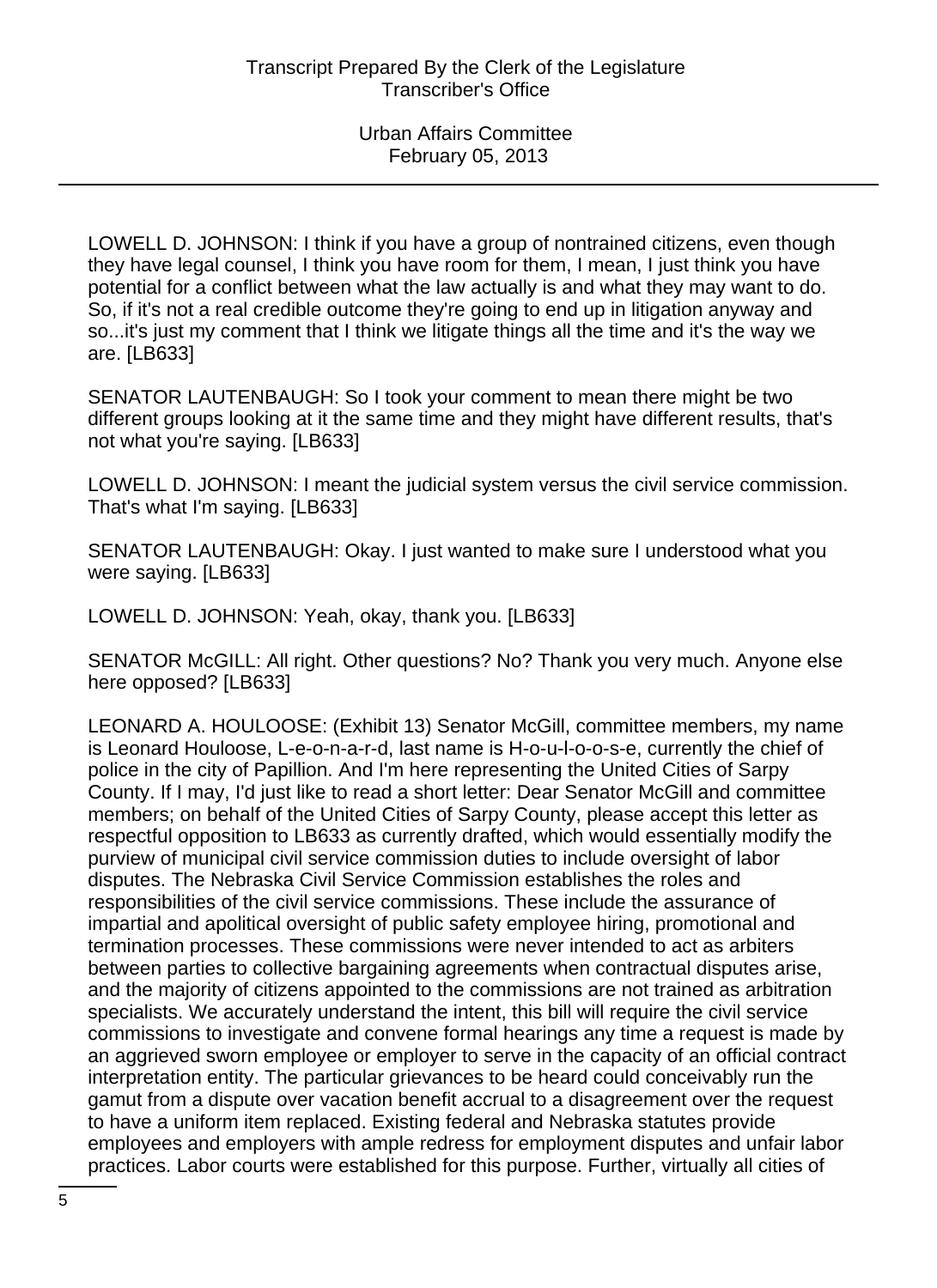LOWELL D. JOHNSON: I think if you have a group of nontrained citizens, even though they have legal counsel, I think you have room for them, I mean, I just think you have potential for a conflict between what the law actually is and what they may want to do. So, if it's not a real credible outcome they're going to end up in litigation anyway and so...it's just my comment that I think we litigate things all the time and it's the way we are. [LB633]

SENATOR LAUTENBAUGH: So I took your comment to mean there might be two different groups looking at it the same time and they might have different results, that's not what you're saying. [LB633]

LOWELL D. JOHNSON: I meant the judicial system versus the civil service commission. That's what I'm saying. [LB633]

SENATOR LAUTENBAUGH: Okay. I just wanted to make sure I understood what you were saying. [LB633]

LOWELL D. JOHNSON: Yeah, okay, thank you. [LB633]

SENATOR McGILL: All right. Other questions? No? Thank you very much. Anyone else here opposed? [LB633]

LEONARD A. HOULOOSE: (Exhibit 13) Senator McGill, committee members, my name is Leonard Houloose, L-e-o-n-a-r-d, last name is H-o-u-l-o-o-s-e, currently the chief of police in the city of Papillion. And I'm here representing the United Cities of Sarpy County. If I may, I'd just like to read a short letter: Dear Senator McGill and committee members; on behalf of the United Cities of Sarpy County, please accept this letter as respectful opposition to LB633 as currently drafted, which would essentially modify the purview of municipal civil service commission duties to include oversight of labor disputes. The Nebraska Civil Service Commission establishes the roles and responsibilities of the civil service commissions. These include the assurance of impartial and apolitical oversight of public safety employee hiring, promotional and termination processes. These commissions were never intended to act as arbiters between parties to collective bargaining agreements when contractual disputes arise, and the majority of citizens appointed to the commissions are not trained as arbitration specialists. We accurately understand the intent, this bill will require the civil service commissions to investigate and convene formal hearings any time a request is made by an aggrieved sworn employee or employer to serve in the capacity of an official contract interpretation entity. The particular grievances to be heard could conceivably run the gamut from a dispute over vacation benefit accrual to a disagreement over the request to have a uniform item replaced. Existing federal and Nebraska statutes provide employees and employers with ample redress for employment disputes and unfair labor practices. Labor courts were established for this purpose. Further, virtually all cities of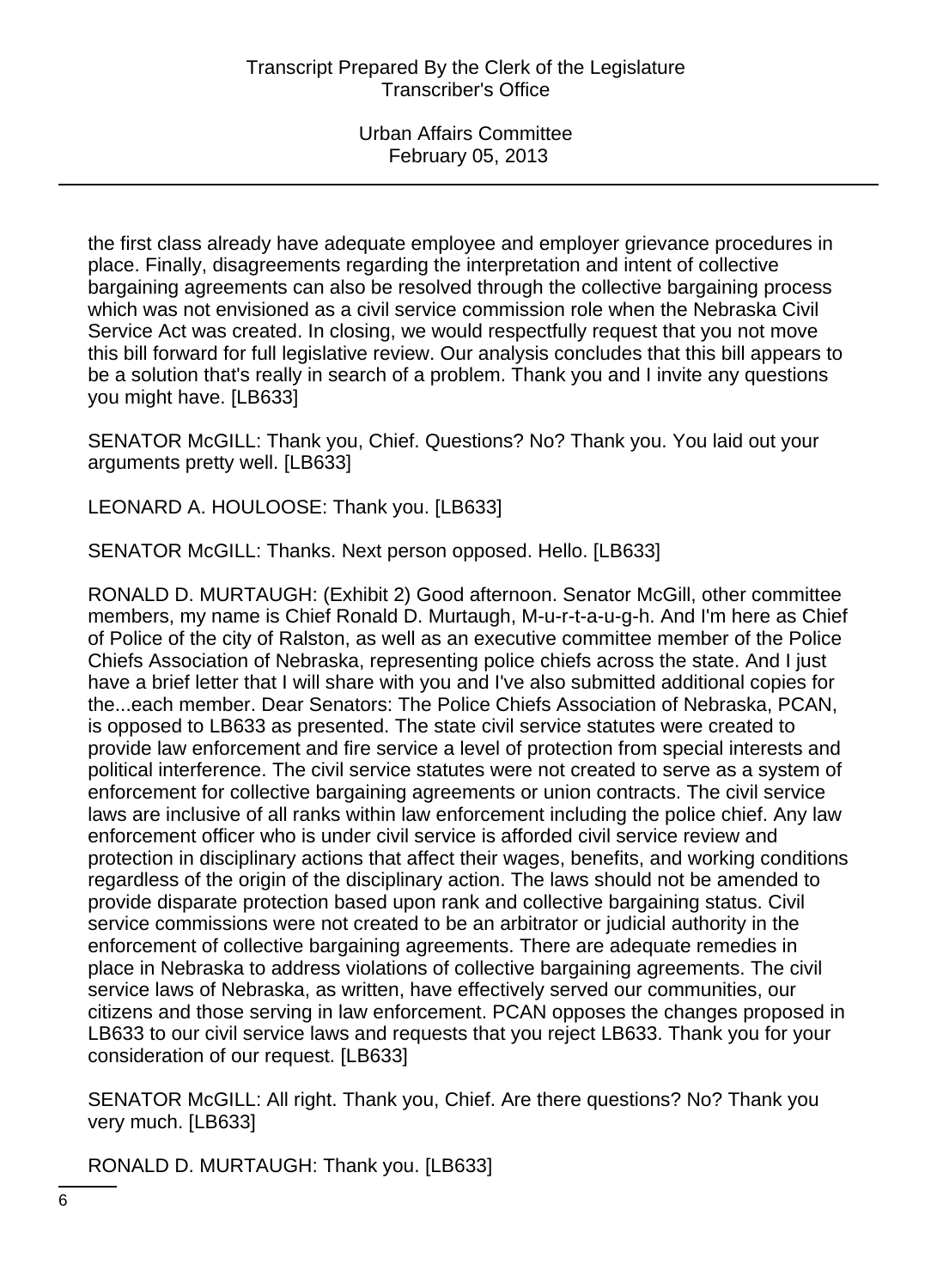the first class already have adequate employee and employer grievance procedures in place. Finally, disagreements regarding the interpretation and intent of collective bargaining agreements can also be resolved through the collective bargaining process which was not envisioned as a civil service commission role when the Nebraska Civil Service Act was created. In closing, we would respectfully request that you not move this bill forward for full legislative review. Our analysis concludes that this bill appears to be a solution that's really in search of a problem. Thank you and I invite any questions you might have. [LB633]

SENATOR McGILL: Thank you, Chief. Questions? No? Thank you. You laid out your arguments pretty well. [LB633]

LEONARD A. HOULOOSE: Thank you. [LB633]

SENATOR McGILL: Thanks. Next person opposed. Hello. [LB633]

RONALD D. MURTAUGH: (Exhibit 2) Good afternoon. Senator McGill, other committee members, my name is Chief Ronald D. Murtaugh, M-u-r-t-a-u-g-h. And I'm here as Chief of Police of the city of Ralston, as well as an executive committee member of the Police Chiefs Association of Nebraska, representing police chiefs across the state. And I just have a brief letter that I will share with you and I've also submitted additional copies for the...each member. Dear Senators: The Police Chiefs Association of Nebraska, PCAN, is opposed to LB633 as presented. The state civil service statutes were created to provide law enforcement and fire service a level of protection from special interests and political interference. The civil service statutes were not created to serve as a system of enforcement for collective bargaining agreements or union contracts. The civil service laws are inclusive of all ranks within law enforcement including the police chief. Any law enforcement officer who is under civil service is afforded civil service review and protection in disciplinary actions that affect their wages, benefits, and working conditions regardless of the origin of the disciplinary action. The laws should not be amended to provide disparate protection based upon rank and collective bargaining status. Civil service commissions were not created to be an arbitrator or judicial authority in the enforcement of collective bargaining agreements. There are adequate remedies in place in Nebraska to address violations of collective bargaining agreements. The civil service laws of Nebraska, as written, have effectively served our communities, our citizens and those serving in law enforcement. PCAN opposes the changes proposed in LB633 to our civil service laws and requests that you reject LB633. Thank you for your consideration of our request. [LB633]

SENATOR McGILL: All right. Thank you, Chief. Are there questions? No? Thank you very much. [LB633]

RONALD D. MURTAUGH: Thank you. [LB633]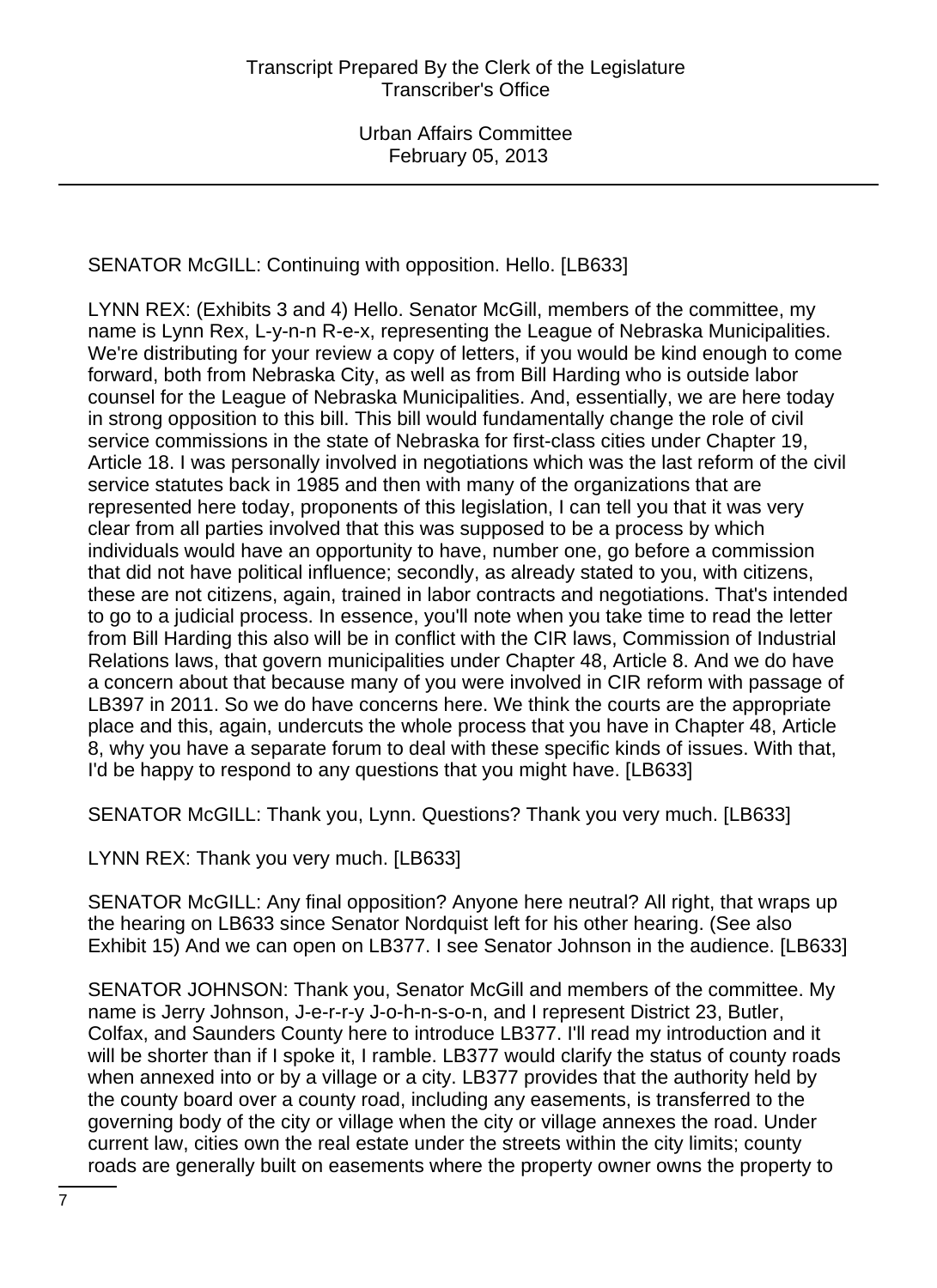SENATOR McGILL: Continuing with opposition. Hello. [LB633]

LYNN REX: (Exhibits 3 and 4) Hello. Senator McGill, members of the committee, my name is Lynn Rex, L-y-n-n R-e-x, representing the League of Nebraska Municipalities. We're distributing for your review a copy of letters, if you would be kind enough to come forward, both from Nebraska City, as well as from Bill Harding who is outside labor counsel for the League of Nebraska Municipalities. And, essentially, we are here today in strong opposition to this bill. This bill would fundamentally change the role of civil service commissions in the state of Nebraska for first-class cities under Chapter 19, Article 18. I was personally involved in negotiations which was the last reform of the civil service statutes back in 1985 and then with many of the organizations that are represented here today, proponents of this legislation, I can tell you that it was very clear from all parties involved that this was supposed to be a process by which individuals would have an opportunity to have, number one, go before a commission that did not have political influence; secondly, as already stated to you, with citizens, these are not citizens, again, trained in labor contracts and negotiations. That's intended to go to a judicial process. In essence, you'll note when you take time to read the letter from Bill Harding this also will be in conflict with the CIR laws, Commission of Industrial Relations laws, that govern municipalities under Chapter 48, Article 8. And we do have a concern about that because many of you were involved in CIR reform with passage of LB397 in 2011. So we do have concerns here. We think the courts are the appropriate place and this, again, undercuts the whole process that you have in Chapter 48, Article 8, why you have a separate forum to deal with these specific kinds of issues. With that, I'd be happy to respond to any questions that you might have. [LB633]

SENATOR McGILL: Thank you, Lynn. Questions? Thank you very much. [LB633]

LYNN REX: Thank you very much. [LB633]

SENATOR McGILL: Any final opposition? Anyone here neutral? All right, that wraps up the hearing on LB633 since Senator Nordquist left for his other hearing. (See also Exhibit 15) And we can open on LB377. I see Senator Johnson in the audience. [LB633]

SENATOR JOHNSON: Thank you, Senator McGill and members of the committee. My name is Jerry Johnson, J-e-r-r-y J-o-h-n-s-o-n, and I represent District 23, Butler, Colfax, and Saunders County here to introduce LB377. I'll read my introduction and it will be shorter than if I spoke it, I ramble. LB377 would clarify the status of county roads when annexed into or by a village or a city. LB377 provides that the authority held by the county board over a county road, including any easements, is transferred to the governing body of the city or village when the city or village annexes the road. Under current law, cities own the real estate under the streets within the city limits; county roads are generally built on easements where the property owner owns the property to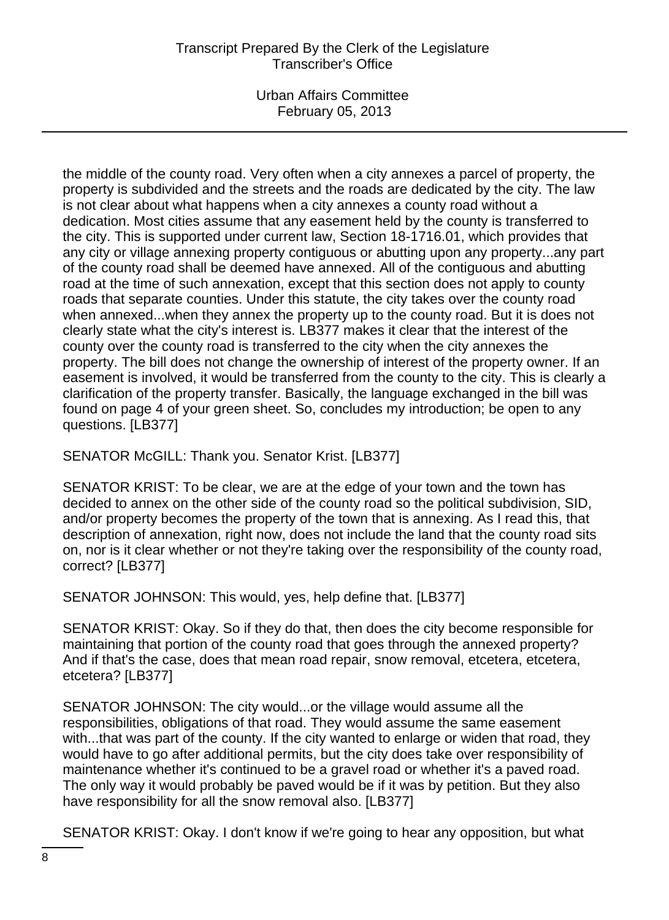the middle of the county road. Very often when a city annexes a parcel of property, the property is subdivided and the streets and the roads are dedicated by the city. The law is not clear about what happens when a city annexes a county road without a dedication. Most cities assume that any easement held by the county is transferred to the city. This is supported under current law, Section 18-1716.01, which provides that any city or village annexing property contiguous or abutting upon any property...any part of the county road shall be deemed have annexed. All of the contiguous and abutting road at the time of such annexation, except that this section does not apply to county roads that separate counties. Under this statute, the city takes over the county road when annexed...when they annex the property up to the county road. But it is does not clearly state what the city's interest is. LB377 makes it clear that the interest of the county over the county road is transferred to the city when the city annexes the property. The bill does not change the ownership of interest of the property owner. If an easement is involved, it would be transferred from the county to the city. This is clearly a clarification of the property transfer. Basically, the language exchanged in the bill was found on page 4 of your green sheet. So, concludes my introduction; be open to any questions. [LB377]

SENATOR McGILL: Thank you. Senator Krist. [LB377]

SENATOR KRIST: To be clear, we are at the edge of your town and the town has decided to annex on the other side of the county road so the political subdivision, SID, and/or property becomes the property of the town that is annexing. As I read this, that description of annexation, right now, does not include the land that the county road sits on, nor is it clear whether or not they're taking over the responsibility of the county road, correct? [LB377]

SENATOR JOHNSON: This would, yes, help define that. [LB377]

SENATOR KRIST: Okay. So if they do that, then does the city become responsible for maintaining that portion of the county road that goes through the annexed property? And if that's the case, does that mean road repair, snow removal, etcetera, etcetera, etcetera? [LB377]

SENATOR JOHNSON: The city would...or the village would assume all the responsibilities, obligations of that road. They would assume the same easement with...that was part of the county. If the city wanted to enlarge or widen that road, they would have to go after additional permits, but the city does take over responsibility of maintenance whether it's continued to be a gravel road or whether it's a paved road. The only way it would probably be paved would be if it was by petition. But they also have responsibility for all the snow removal also. [LB377]

SENATOR KRIST: Okay. I don't know if we're going to hear any opposition, but what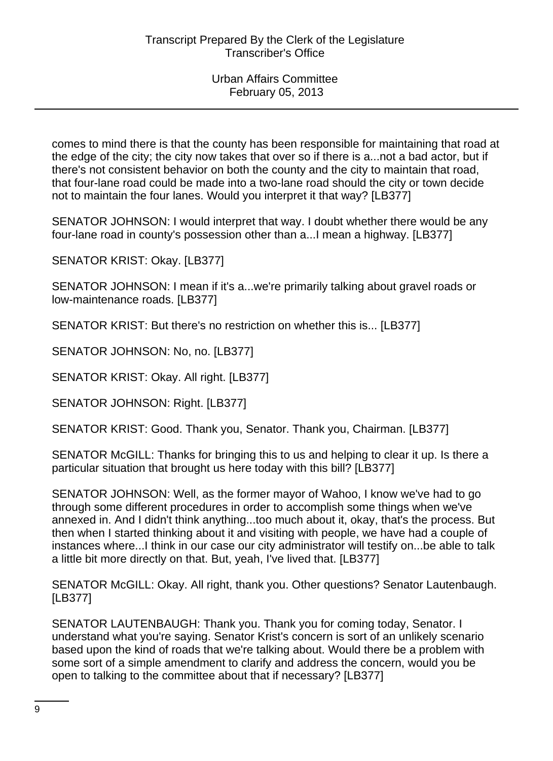comes to mind there is that the county has been responsible for maintaining that road at the edge of the city; the city now takes that over so if there is a...not a bad actor, but if there's not consistent behavior on both the county and the city to maintain that road, that four-lane road could be made into a two-lane road should the city or town decide not to maintain the four lanes. Would you interpret it that way? [LB377]

SENATOR JOHNSON: I would interpret that way. I doubt whether there would be any four-lane road in county's possession other than a...I mean a highway. [LB377]

SENATOR KRIST: Okay. [LB377]

SENATOR JOHNSON: I mean if it's a...we're primarily talking about gravel roads or low-maintenance roads. [LB377]

SENATOR KRIST: But there's no restriction on whether this is... [LB377]

SENATOR JOHNSON: No, no. [LB377]

SENATOR KRIST: Okay. All right. [LB377]

SENATOR JOHNSON: Right. [LB377]

SENATOR KRIST: Good. Thank you, Senator. Thank you, Chairman. [LB377]

SENATOR McGILL: Thanks for bringing this to us and helping to clear it up. Is there a particular situation that brought us here today with this bill? [LB377]

SENATOR JOHNSON: Well, as the former mayor of Wahoo, I know we've had to go through some different procedures in order to accomplish some things when we've annexed in. And I didn't think anything...too much about it, okay, that's the process. But then when I started thinking about it and visiting with people, we have had a couple of instances where...I think in our case our city administrator will testify on...be able to talk a little bit more directly on that. But, yeah, I've lived that. [LB377]

SENATOR McGILL: Okay. All right, thank you. Other questions? Senator Lautenbaugh. [LB377]

SENATOR LAUTENBAUGH: Thank you. Thank you for coming today, Senator. I understand what you're saying. Senator Krist's concern is sort of an unlikely scenario based upon the kind of roads that we're talking about. Would there be a problem with some sort of a simple amendment to clarify and address the concern, would you be open to talking to the committee about that if necessary? [LB377]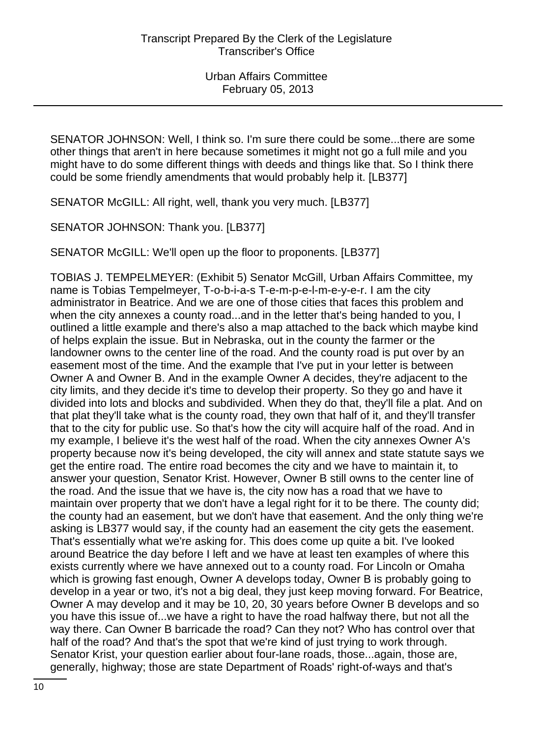SENATOR JOHNSON: Well, I think so. I'm sure there could be some...there are some other things that aren't in here because sometimes it might not go a full mile and you might have to do some different things with deeds and things like that. So I think there could be some friendly amendments that would probably help it. [LB377]

SENATOR McGILL: All right, well, thank you very much. [LB377]

SENATOR JOHNSON: Thank you. [LB377]

SENATOR McGILL: We'll open up the floor to proponents. [LB377]

TOBIAS J. TEMPELMEYER: (Exhibit 5) Senator McGill, Urban Affairs Committee, my name is Tobias Tempelmeyer, T-o-b-i-a-s T-e-m-p-e-l-m-e-y-e-r. I am the city administrator in Beatrice. And we are one of those cities that faces this problem and when the city annexes a county road...and in the letter that's being handed to you, I outlined a little example and there's also a map attached to the back which maybe kind of helps explain the issue. But in Nebraska, out in the county the farmer or the landowner owns to the center line of the road. And the county road is put over by an easement most of the time. And the example that I've put in your letter is between Owner A and Owner B. And in the example Owner A decides, they're adjacent to the city limits, and they decide it's time to develop their property. So they go and have it divided into lots and blocks and subdivided. When they do that, they'll file a plat. And on that plat they'll take what is the county road, they own that half of it, and they'll transfer that to the city for public use. So that's how the city will acquire half of the road. And in my example, I believe it's the west half of the road. When the city annexes Owner A's property because now it's being developed, the city will annex and state statute says we get the entire road. The entire road becomes the city and we have to maintain it, to answer your question, Senator Krist. However, Owner B still owns to the center line of the road. And the issue that we have is, the city now has a road that we have to maintain over property that we don't have a legal right for it to be there. The county did; the county had an easement, but we don't have that easement. And the only thing we're asking is LB377 would say, if the county had an easement the city gets the easement. That's essentially what we're asking for. This does come up quite a bit. I've looked around Beatrice the day before I left and we have at least ten examples of where this exists currently where we have annexed out to a county road. For Lincoln or Omaha which is growing fast enough, Owner A develops today, Owner B is probably going to develop in a year or two, it's not a big deal, they just keep moving forward. For Beatrice, Owner A may develop and it may be 10, 20, 30 years before Owner B develops and so you have this issue of...we have a right to have the road halfway there, but not all the way there. Can Owner B barricade the road? Can they not? Who has control over that half of the road? And that's the spot that we're kind of just trying to work through. Senator Krist, your question earlier about four-lane roads, those...again, those are, generally, highway; those are state Department of Roads' right-of-ways and that's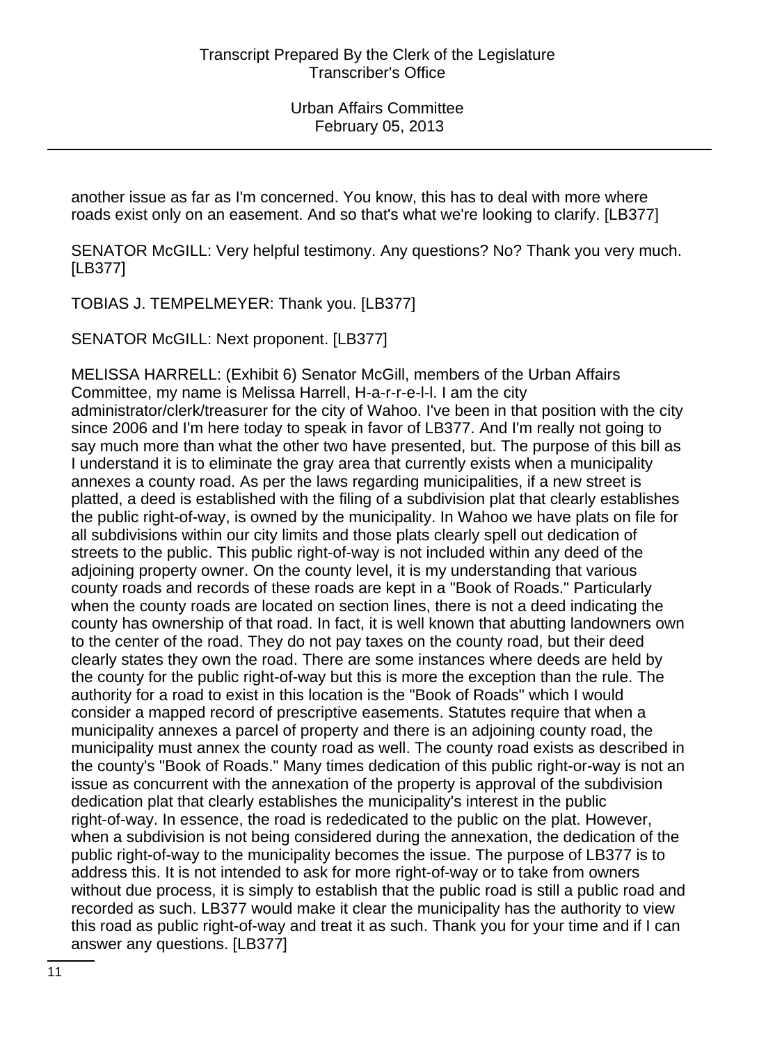another issue as far as I'm concerned. You know, this has to deal with more where roads exist only on an easement. And so that's what we're looking to clarify. [LB377]

SENATOR McGILL: Very helpful testimony. Any questions? No? Thank you very much. [LB377]

TOBIAS J. TEMPELMEYER: Thank you. [LB377]

SENATOR McGILL: Next proponent. [LB377]

MELISSA HARRELL: (Exhibit 6) Senator McGill, members of the Urban Affairs Committee, my name is Melissa Harrell, H-a-r-r-e-l-l. I am the city administrator/clerk/treasurer for the city of Wahoo. I've been in that position with the city since 2006 and I'm here today to speak in favor of LB377. And I'm really not going to say much more than what the other two have presented, but. The purpose of this bill as I understand it is to eliminate the gray area that currently exists when a municipality annexes a county road. As per the laws regarding municipalities, if a new street is platted, a deed is established with the filing of a subdivision plat that clearly establishes the public right-of-way, is owned by the municipality. In Wahoo we have plats on file for all subdivisions within our city limits and those plats clearly spell out dedication of streets to the public. This public right-of-way is not included within any deed of the adjoining property owner. On the county level, it is my understanding that various county roads and records of these roads are kept in a "Book of Roads." Particularly when the county roads are located on section lines, there is not a deed indicating the county has ownership of that road. In fact, it is well known that abutting landowners own to the center of the road. They do not pay taxes on the county road, but their deed clearly states they own the road. There are some instances where deeds are held by the county for the public right-of-way but this is more the exception than the rule. The authority for a road to exist in this location is the "Book of Roads" which I would consider a mapped record of prescriptive easements. Statutes require that when a municipality annexes a parcel of property and there is an adjoining county road, the municipality must annex the county road as well. The county road exists as described in the county's "Book of Roads." Many times dedication of this public right-or-way is not an issue as concurrent with the annexation of the property is approval of the subdivision dedication plat that clearly establishes the municipality's interest in the public right-of-way. In essence, the road is rededicated to the public on the plat. However, when a subdivision is not being considered during the annexation, the dedication of the public right-of-way to the municipality becomes the issue. The purpose of LB377 is to address this. It is not intended to ask for more right-of-way or to take from owners without due process, it is simply to establish that the public road is still a public road and recorded as such. LB377 would make it clear the municipality has the authority to view this road as public right-of-way and treat it as such. Thank you for your time and if I can answer any questions. [LB377]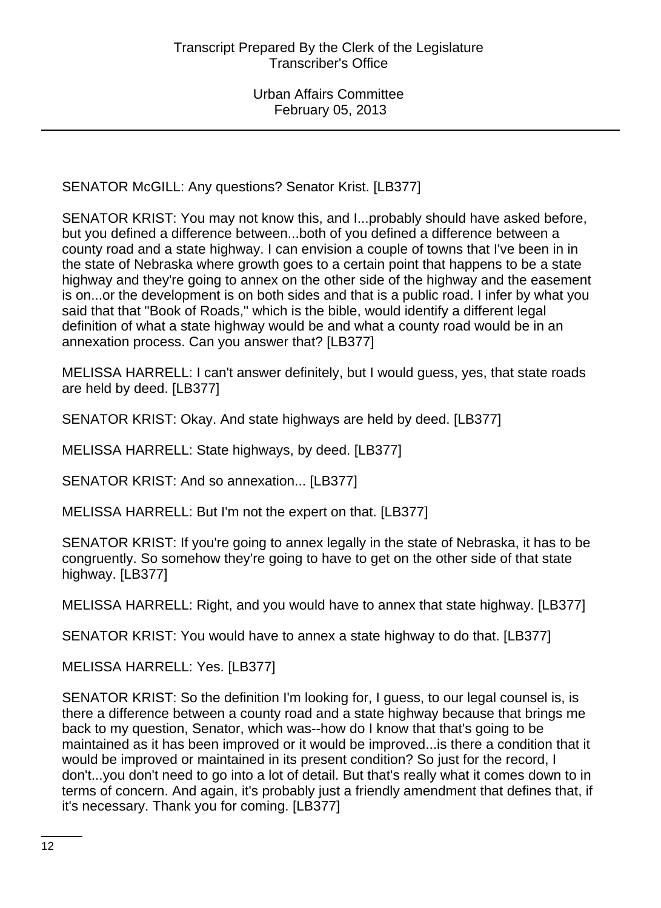SENATOR McGILL: Any questions? Senator Krist. [LB377]

SENATOR KRIST: You may not know this, and I...probably should have asked before, but you defined a difference between...both of you defined a difference between a county road and a state highway. I can envision a couple of towns that I've been in in the state of Nebraska where growth goes to a certain point that happens to be a state highway and they're going to annex on the other side of the highway and the easement is on...or the development is on both sides and that is a public road. I infer by what you said that that "Book of Roads," which is the bible, would identify a different legal definition of what a state highway would be and what a county road would be in an annexation process. Can you answer that? [LB377]

MELISSA HARRELL: I can't answer definitely, but I would guess, yes, that state roads are held by deed. [LB377]

SENATOR KRIST: Okay. And state highways are held by deed. [LB377]

MELISSA HARRELL: State highways, by deed. [LB377]

SENATOR KRIST: And so annexation... [LB377]

MELISSA HARRELL: But I'm not the expert on that. [LB377]

SENATOR KRIST: If you're going to annex legally in the state of Nebraska, it has to be congruently. So somehow they're going to have to get on the other side of that state highway. [LB377]

MELISSA HARRELL: Right, and you would have to annex that state highway. [LB377]

SENATOR KRIST: You would have to annex a state highway to do that. [LB377]

MELISSA HARRELL: Yes. [LB377]

SENATOR KRIST: So the definition I'm looking for, I guess, to our legal counsel is, is there a difference between a county road and a state highway because that brings me back to my question, Senator, which was--how do I know that that's going to be maintained as it has been improved or it would be improved...is there a condition that it would be improved or maintained in its present condition? So just for the record, I don't...you don't need to go into a lot of detail. But that's really what it comes down to in terms of concern. And again, it's probably just a friendly amendment that defines that, if it's necessary. Thank you for coming. [LB377]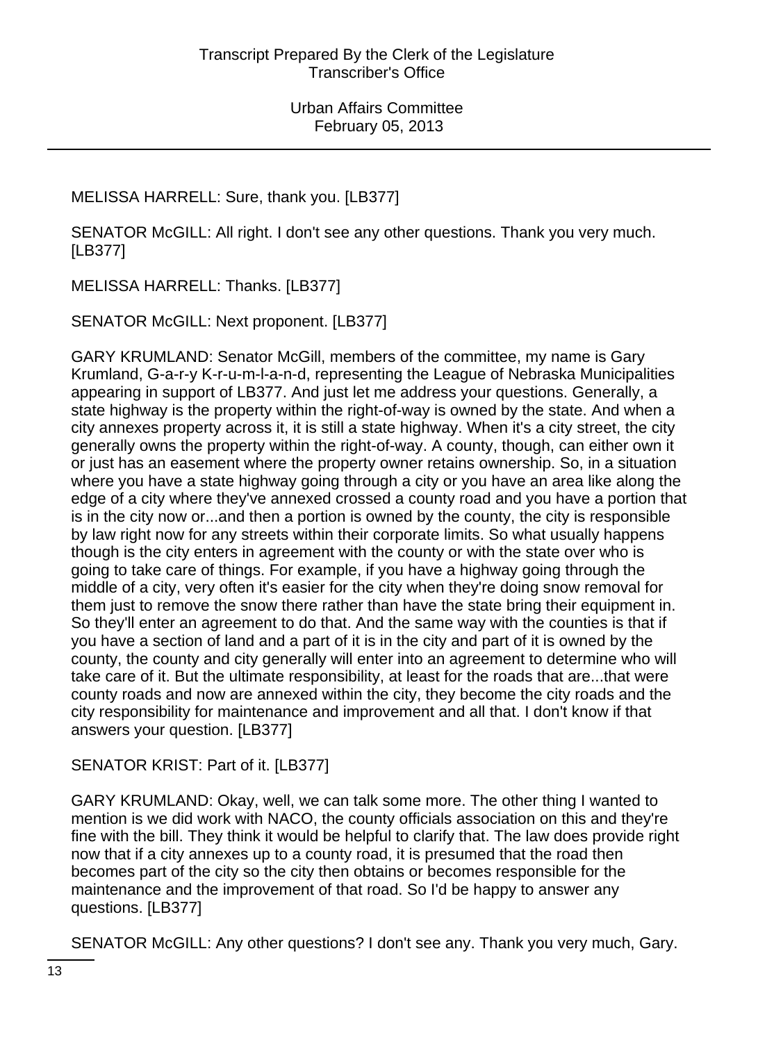MELISSA HARRELL: Sure, thank you. [LB377]

SENATOR McGILL: All right. I don't see any other questions. Thank you very much. [LB377]

MELISSA HARRELL: Thanks. [LB377]

SENATOR McGILL: Next proponent. [LB377]

GARY KRUMLAND: Senator McGill, members of the committee, my name is Gary Krumland, G-a-r-y K-r-u-m-l-a-n-d, representing the League of Nebraska Municipalities appearing in support of LB377. And just let me address your questions. Generally, a state highway is the property within the right-of-way is owned by the state. And when a city annexes property across it, it is still a state highway. When it's a city street, the city generally owns the property within the right-of-way. A county, though, can either own it or just has an easement where the property owner retains ownership. So, in a situation where you have a state highway going through a city or you have an area like along the edge of a city where they've annexed crossed a county road and you have a portion that is in the city now or...and then a portion is owned by the county, the city is responsible by law right now for any streets within their corporate limits. So what usually happens though is the city enters in agreement with the county or with the state over who is going to take care of things. For example, if you have a highway going through the middle of a city, very often it's easier for the city when they're doing snow removal for them just to remove the snow there rather than have the state bring their equipment in. So they'll enter an agreement to do that. And the same way with the counties is that if you have a section of land and a part of it is in the city and part of it is owned by the county, the county and city generally will enter into an agreement to determine who will take care of it. But the ultimate responsibility, at least for the roads that are...that were county roads and now are annexed within the city, they become the city roads and the city responsibility for maintenance and improvement and all that. I don't know if that answers your question. [LB377]

SENATOR KRIST: Part of it. [LB377]

GARY KRUMLAND: Okay, well, we can talk some more. The other thing I wanted to mention is we did work with NACO, the county officials association on this and they're fine with the bill. They think it would be helpful to clarify that. The law does provide right now that if a city annexes up to a county road, it is presumed that the road then becomes part of the city so the city then obtains or becomes responsible for the maintenance and the improvement of that road. So I'd be happy to answer any questions. [LB377]

SENATOR McGILL: Any other questions? I don't see any. Thank you very much, Gary.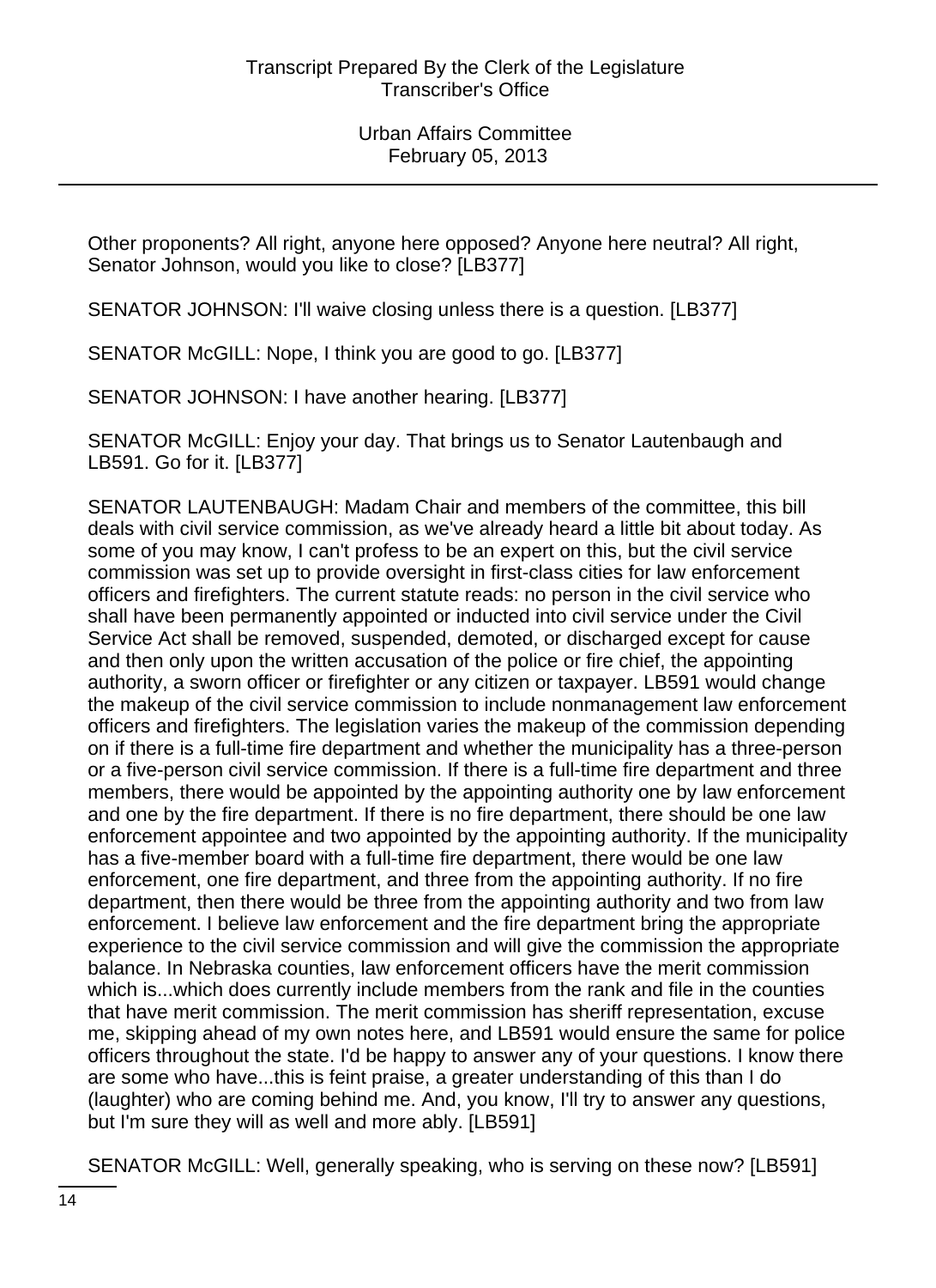Other proponents? All right, anyone here opposed? Anyone here neutral? All right, Senator Johnson, would you like to close? [LB377]

SENATOR JOHNSON: I'll waive closing unless there is a question. [LB377]

SENATOR McGILL: Nope, I think you are good to go. [LB377]

SENATOR JOHNSON: I have another hearing. [LB377]

SENATOR McGILL: Enjoy your day. That brings us to Senator Lautenbaugh and LB591. Go for it. [LB377]

SENATOR LAUTENBAUGH: Madam Chair and members of the committee, this bill deals with civil service commission, as we've already heard a little bit about today. As some of you may know, I can't profess to be an expert on this, but the civil service commission was set up to provide oversight in first-class cities for law enforcement officers and firefighters. The current statute reads: no person in the civil service who shall have been permanently appointed or inducted into civil service under the Civil Service Act shall be removed, suspended, demoted, or discharged except for cause and then only upon the written accusation of the police or fire chief, the appointing authority, a sworn officer or firefighter or any citizen or taxpayer. LB591 would change the makeup of the civil service commission to include nonmanagement law enforcement officers and firefighters. The legislation varies the makeup of the commission depending on if there is a full-time fire department and whether the municipality has a three-person or a five-person civil service commission. If there is a full-time fire department and three members, there would be appointed by the appointing authority one by law enforcement and one by the fire department. If there is no fire department, there should be one law enforcement appointee and two appointed by the appointing authority. If the municipality has a five-member board with a full-time fire department, there would be one law enforcement, one fire department, and three from the appointing authority. If no fire department, then there would be three from the appointing authority and two from law enforcement. I believe law enforcement and the fire department bring the appropriate experience to the civil service commission and will give the commission the appropriate balance. In Nebraska counties, law enforcement officers have the merit commission which is...which does currently include members from the rank and file in the counties that have merit commission. The merit commission has sheriff representation, excuse me, skipping ahead of my own notes here, and LB591 would ensure the same for police officers throughout the state. I'd be happy to answer any of your questions. I know there are some who have...this is feint praise, a greater understanding of this than I do (laughter) who are coming behind me. And, you know, I'll try to answer any questions, but I'm sure they will as well and more ably. [LB591]

SENATOR McGILL: Well, generally speaking, who is serving on these now? [LB591]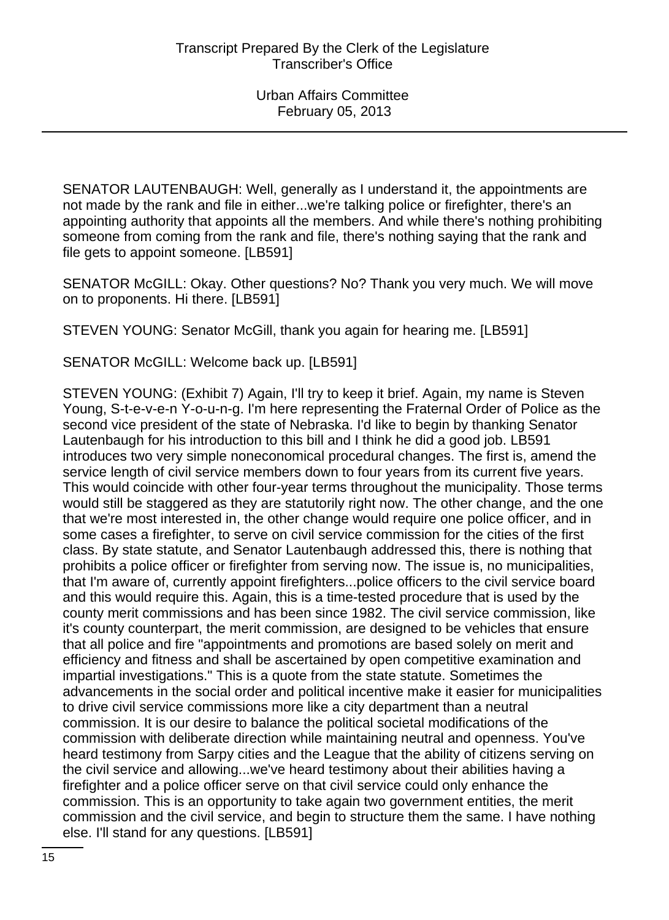SENATOR LAUTENBAUGH: Well, generally as I understand it, the appointments are not made by the rank and file in either...we're talking police or firefighter, there's an appointing authority that appoints all the members. And while there's nothing prohibiting someone from coming from the rank and file, there's nothing saying that the rank and file gets to appoint someone. [LB591]

SENATOR McGILL: Okay. Other questions? No? Thank you very much. We will move on to proponents. Hi there. [LB591]

STEVEN YOUNG: Senator McGill, thank you again for hearing me. [LB591]

SENATOR McGILL: Welcome back up. [LB591]

STEVEN YOUNG: (Exhibit 7) Again, I'll try to keep it brief. Again, my name is Steven Young, S-t-e-v-e-n Y-o-u-n-g. I'm here representing the Fraternal Order of Police as the second vice president of the state of Nebraska. I'd like to begin by thanking Senator Lautenbaugh for his introduction to this bill and I think he did a good job. LB591 introduces two very simple noneconomical procedural changes. The first is, amend the service length of civil service members down to four years from its current five years. This would coincide with other four-year terms throughout the municipality. Those terms would still be staggered as they are statutorily right now. The other change, and the one that we're most interested in, the other change would require one police officer, and in some cases a firefighter, to serve on civil service commission for the cities of the first class. By state statute, and Senator Lautenbaugh addressed this, there is nothing that prohibits a police officer or firefighter from serving now. The issue is, no municipalities, that I'm aware of, currently appoint firefighters...police officers to the civil service board and this would require this. Again, this is a time-tested procedure that is used by the county merit commissions and has been since 1982. The civil service commission, like it's county counterpart, the merit commission, are designed to be vehicles that ensure that all police and fire "appointments and promotions are based solely on merit and efficiency and fitness and shall be ascertained by open competitive examination and impartial investigations." This is a quote from the state statute. Sometimes the advancements in the social order and political incentive make it easier for municipalities to drive civil service commissions more like a city department than a neutral commission. It is our desire to balance the political societal modifications of the commission with deliberate direction while maintaining neutral and openness. You've heard testimony from Sarpy cities and the League that the ability of citizens serving on the civil service and allowing...we've heard testimony about their abilities having a firefighter and a police officer serve on that civil service could only enhance the commission. This is an opportunity to take again two government entities, the merit commission and the civil service, and begin to structure them the same. I have nothing else. I'll stand for any questions. [LB591]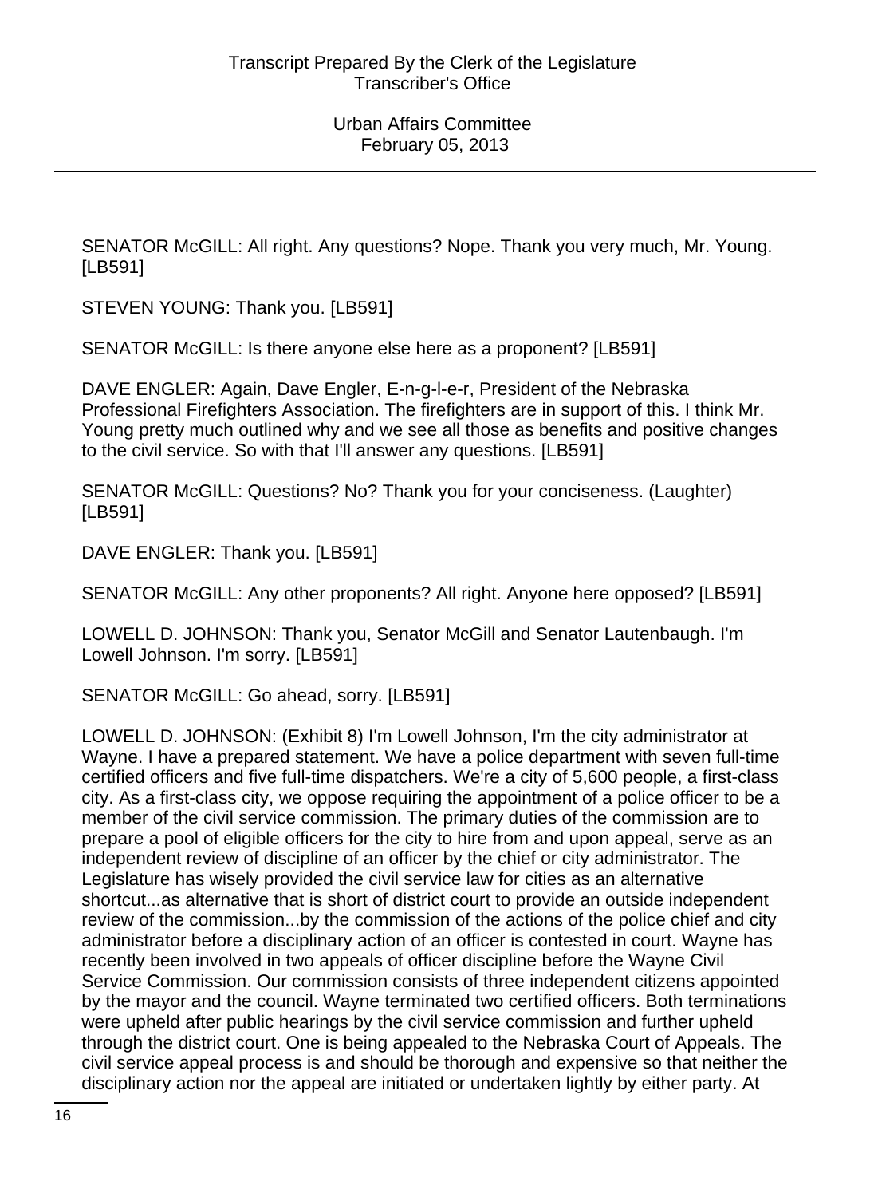SENATOR McGILL: All right. Any questions? Nope. Thank you very much, Mr. Young. [LB591]

STEVEN YOUNG: Thank you. [LB591]

SENATOR McGILL: Is there anyone else here as a proponent? [LB591]

DAVE ENGLER: Again, Dave Engler, E-n-g-l-e-r, President of the Nebraska Professional Firefighters Association. The firefighters are in support of this. I think Mr. Young pretty much outlined why and we see all those as benefits and positive changes to the civil service. So with that I'll answer any questions. [LB591]

SENATOR McGILL: Questions? No? Thank you for your conciseness. (Laughter) [LB591]

DAVE ENGLER: Thank you. [LB591]

SENATOR McGILL: Any other proponents? All right. Anyone here opposed? [LB591]

LOWELL D. JOHNSON: Thank you, Senator McGill and Senator Lautenbaugh. I'm Lowell Johnson. I'm sorry. [LB591]

SENATOR McGILL: Go ahead, sorry. [LB591]

LOWELL D. JOHNSON: (Exhibit 8) I'm Lowell Johnson, I'm the city administrator at Wayne. I have a prepared statement. We have a police department with seven full-time certified officers and five full-time dispatchers. We're a city of 5,600 people, a first-class city. As a first-class city, we oppose requiring the appointment of a police officer to be a member of the civil service commission. The primary duties of the commission are to prepare a pool of eligible officers for the city to hire from and upon appeal, serve as an independent review of discipline of an officer by the chief or city administrator. The Legislature has wisely provided the civil service law for cities as an alternative shortcut...as alternative that is short of district court to provide an outside independent review of the commission...by the commission of the actions of the police chief and city administrator before a disciplinary action of an officer is contested in court. Wayne has recently been involved in two appeals of officer discipline before the Wayne Civil Service Commission. Our commission consists of three independent citizens appointed by the mayor and the council. Wayne terminated two certified officers. Both terminations were upheld after public hearings by the civil service commission and further upheld through the district court. One is being appealed to the Nebraska Court of Appeals. The civil service appeal process is and should be thorough and expensive so that neither the disciplinary action nor the appeal are initiated or undertaken lightly by either party. At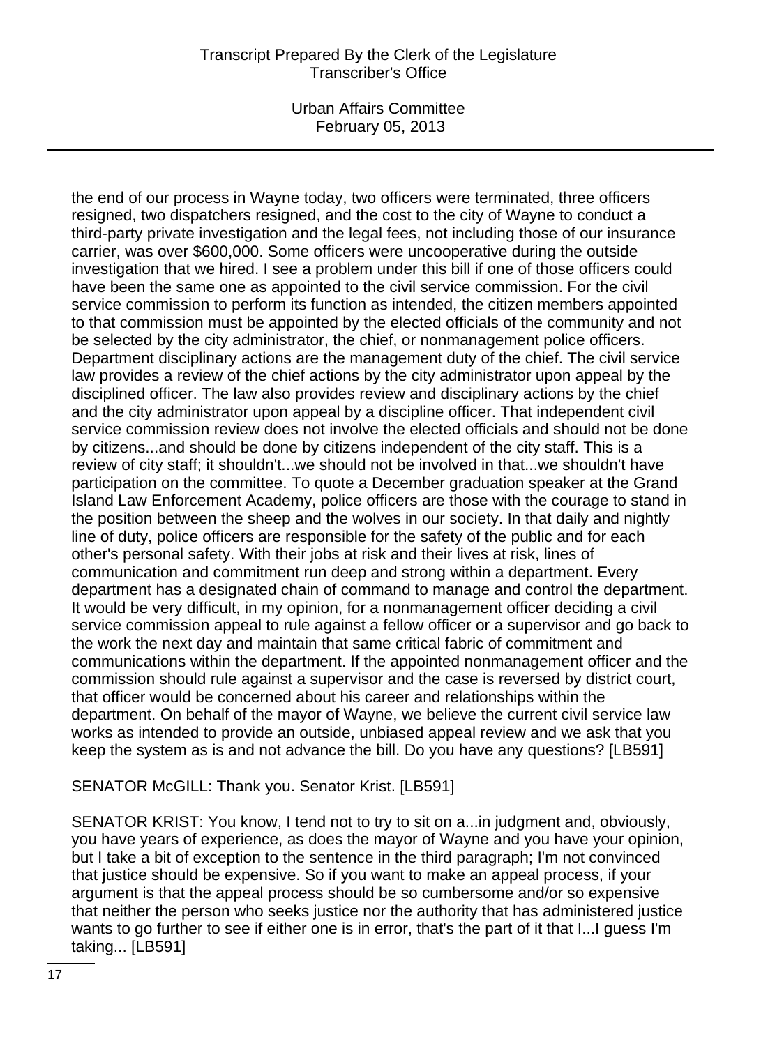the end of our process in Wayne today, two officers were terminated, three officers resigned, two dispatchers resigned, and the cost to the city of Wayne to conduct a third-party private investigation and the legal fees, not including those of our insurance carrier, was over $600,000. Some officers were uncooperative during the outside investigation that we hired. I see a problem under this bill if one of those officers could have been the same one as appointed to the civil service commission. For the civil service commission to perform its function as intended, the citizen members appointed to that commission must be appointed by the elected officials of the community and not be selected by the city administrator, the chief, or nonmanagement police officers. Department disciplinary actions are the management duty of the chief. The civil service law provides a review of the chief actions by the city administrator upon appeal by the disciplined officer. The law also provides review and disciplinary actions by the chief and the city administrator upon appeal by a discipline officer. That independent civil service commission review does not involve the elected officials and should not be done by citizens...and should be done by citizens independent of the city staff. This is a review of city staff; it shouldn't...we should not be involved in that...we shouldn't have participation on the committee. To quote a December graduation speaker at the Grand Island Law Enforcement Academy, police officers are those with the courage to stand in the position between the sheep and the wolves in our society. In that daily and nightly line of duty, police officers are responsible for the safety of the public and for each other's personal safety. With their jobs at risk and their lives at risk, lines of communication and commitment run deep and strong within a department. Every department has a designated chain of command to manage and control the department. It would be very difficult, in my opinion, for a nonmanagement officer deciding a civil service commission appeal to rule against a fellow officer or a supervisor and go back to the work the next day and maintain that same critical fabric of commitment and communications within the department. If the appointed nonmanagement officer and the commission should rule against a supervisor and the case is reversed by district court, that officer would be concerned about his career and relationships within the department. On behalf of the mayor of Wayne, we believe the current civil service law works as intended to provide an outside, unbiased appeal review and we ask that you keep the system as is and not advance the bill. Do you have any questions? [LB591]

SENATOR McGILL: Thank you. Senator Krist. [LB591]

SENATOR KRIST: You know, I tend not to try to sit on a...in judgment and, obviously, you have years of experience, as does the mayor of Wayne and you have your opinion, but I take a bit of exception to the sentence in the third paragraph; I'm not convinced that justice should be expensive. So if you want to make an appeal process, if your argument is that the appeal process should be so cumbersome and/or so expensive that neither the person who seeks justice nor the authority that has administered justice wants to go further to see if either one is in error, that's the part of it that I...I guess I'm taking... [LB591]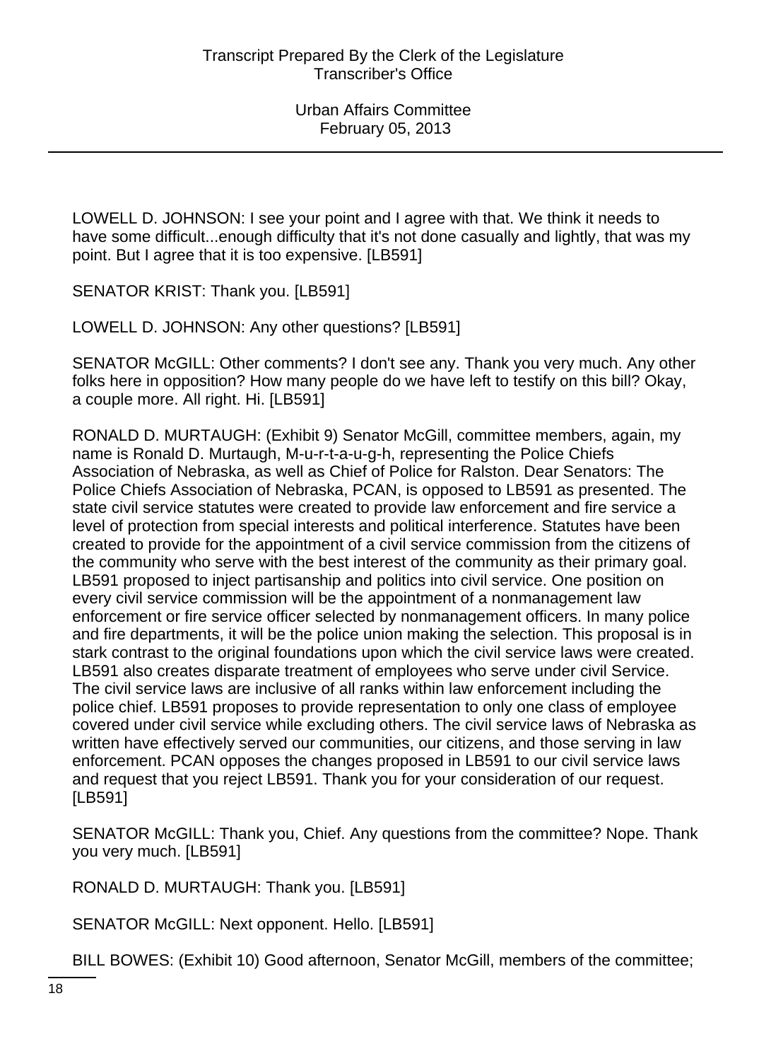LOWELL D. JOHNSON: I see your point and I agree with that. We think it needs to have some difficult...enough difficulty that it's not done casually and lightly, that was my point. But I agree that it is too expensive. [LB591]

SENATOR KRIST: Thank you. [LB591]

LOWELL D. JOHNSON: Any other questions? [LB591]

SENATOR McGILL: Other comments? I don't see any. Thank you very much. Any other folks here in opposition? How many people do we have left to testify on this bill? Okay, a couple more. All right. Hi. [LB591]

RONALD D. MURTAUGH: (Exhibit 9) Senator McGill, committee members, again, my name is Ronald D. Murtaugh, M-u-r-t-a-u-g-h, representing the Police Chiefs Association of Nebraska, as well as Chief of Police for Ralston. Dear Senators: The Police Chiefs Association of Nebraska, PCAN, is opposed to LB591 as presented. The state civil service statutes were created to provide law enforcement and fire service a level of protection from special interests and political interference. Statutes have been created to provide for the appointment of a civil service commission from the citizens of the community who serve with the best interest of the community as their primary goal. LB591 proposed to inject partisanship and politics into civil service. One position on every civil service commission will be the appointment of a nonmanagement law enforcement or fire service officer selected by nonmanagement officers. In many police and fire departments, it will be the police union making the selection. This proposal is in stark contrast to the original foundations upon which the civil service laws were created. LB591 also creates disparate treatment of employees who serve under civil Service. The civil service laws are inclusive of all ranks within law enforcement including the police chief. LB591 proposes to provide representation to only one class of employee covered under civil service while excluding others. The civil service laws of Nebraska as written have effectively served our communities, our citizens, and those serving in law enforcement. PCAN opposes the changes proposed in LB591 to our civil service laws and request that you reject LB591. Thank you for your consideration of our request. [LB591]

SENATOR McGILL: Thank you, Chief. Any questions from the committee? Nope. Thank you very much. [LB591]

RONALD D. MURTAUGH: Thank you. [LB591]

SENATOR McGILL: Next opponent. Hello. [LB591]

BILL BOWES: (Exhibit 10) Good afternoon, Senator McGill, members of the committee;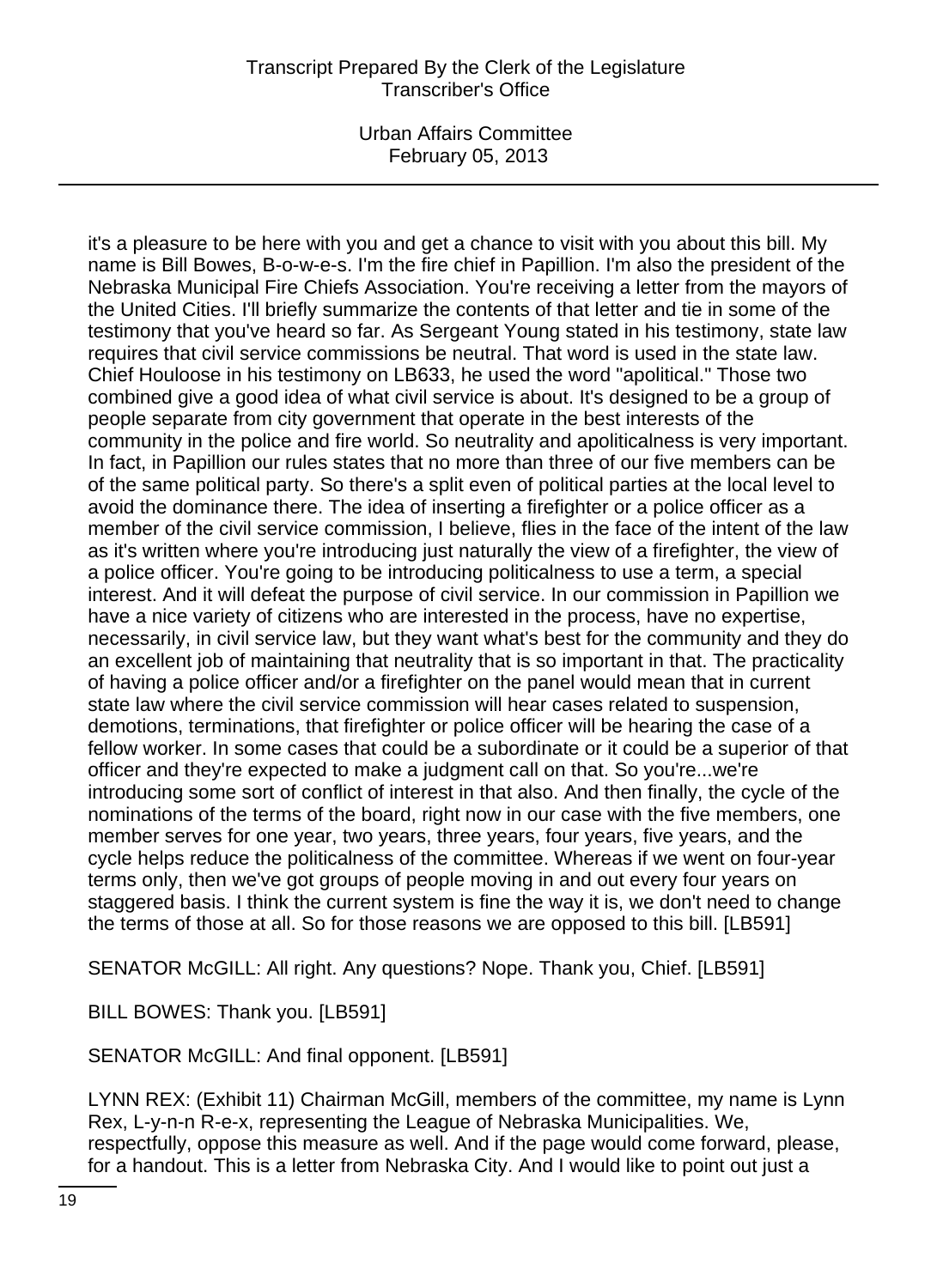it's a pleasure to be here with you and get a chance to visit with you about this bill. My name is Bill Bowes, B-o-w-e-s. I'm the fire chief in Papillion. I'm also the president of the Nebraska Municipal Fire Chiefs Association. You're receiving a letter from the mayors of the United Cities. I'll briefly summarize the contents of that letter and tie in some of the testimony that you've heard so far. As Sergeant Young stated in his testimony, state law requires that civil service commissions be neutral. That word is used in the state law. Chief Houloose in his testimony on LB633, he used the word "apolitical." Those two combined give a good idea of what civil service is about. It's designed to be a group of people separate from city government that operate in the best interests of the community in the police and fire world. So neutrality and apoliticalness is very important. In fact, in Papillion our rules states that no more than three of our five members can be of the same political party. So there's a split even of political parties at the local level to avoid the dominance there. The idea of inserting a firefighter or a police officer as a member of the civil service commission, I believe, flies in the face of the intent of the law as it's written where you're introducing just naturally the view of a firefighter, the view of a police officer. You're going to be introducing politicalness to use a term, a special interest. And it will defeat the purpose of civil service. In our commission in Papillion we have a nice variety of citizens who are interested in the process, have no expertise, necessarily, in civil service law, but they want what's best for the community and they do an excellent job of maintaining that neutrality that is so important in that. The practicality of having a police officer and/or a firefighter on the panel would mean that in current state law where the civil service commission will hear cases related to suspension, demotions, terminations, that firefighter or police officer will be hearing the case of a fellow worker. In some cases that could be a subordinate or it could be a superior of that officer and they're expected to make a judgment call on that. So you're...we're introducing some sort of conflict of interest in that also. And then finally, the cycle of the nominations of the terms of the board, right now in our case with the five members, one member serves for one year, two years, three years, four years, five years, and the cycle helps reduce the politicalness of the committee. Whereas if we went on four-year terms only, then we've got groups of people moving in and out every four years on staggered basis. I think the current system is fine the way it is, we don't need to change the terms of those at all. So for those reasons we are opposed to this bill. [LB591]

SENATOR McGILL: All right. Any questions? Nope. Thank you, Chief. [LB591]

BILL BOWES: Thank you. [LB591]

SENATOR McGILL: And final opponent. [LB591]

LYNN REX: (Exhibit 11) Chairman McGill, members of the committee, my name is Lynn Rex, L-y-n-n R-e-x, representing the League of Nebraska Municipalities. We, respectfully, oppose this measure as well. And if the page would come forward, please, for a handout. This is a letter from Nebraska City. And I would like to point out just a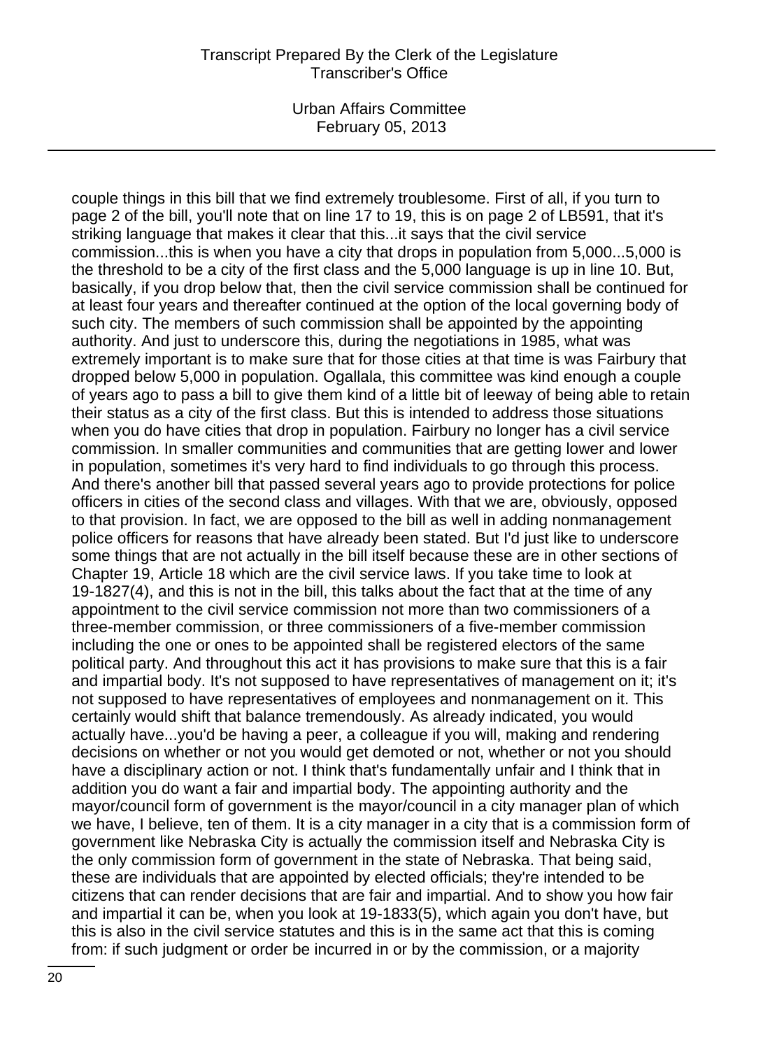couple things in this bill that we find extremely troublesome. First of all, if you turn to page 2 of the bill, you'll note that on line 17 to 19, this is on page 2 of LB591, that it's striking language that makes it clear that this...it says that the civil service commission...this is when you have a city that drops in population from 5,000...5,000 is the threshold to be a city of the first class and the 5,000 language is up in line 10. But, basically, if you drop below that, then the civil service commission shall be continued for at least four years and thereafter continued at the option of the local governing body of such city. The members of such commission shall be appointed by the appointing authority. And just to underscore this, during the negotiations in 1985, what was extremely important is to make sure that for those cities at that time is was Fairbury that dropped below 5,000 in population. Ogallala, this committee was kind enough a couple of years ago to pass a bill to give them kind of a little bit of leeway of being able to retain their status as a city of the first class. But this is intended to address those situations when you do have cities that drop in population. Fairbury no longer has a civil service commission. In smaller communities and communities that are getting lower and lower in population, sometimes it's very hard to find individuals to go through this process. And there's another bill that passed several years ago to provide protections for police officers in cities of the second class and villages. With that we are, obviously, opposed to that provision. In fact, we are opposed to the bill as well in adding nonmanagement police officers for reasons that have already been stated. But I'd just like to underscore some things that are not actually in the bill itself because these are in other sections of Chapter 19, Article 18 which are the civil service laws. If you take time to look at 19-1827(4), and this is not in the bill, this talks about the fact that at the time of any appointment to the civil service commission not more than two commissioners of a three-member commission, or three commissioners of a five-member commission including the one or ones to be appointed shall be registered electors of the same political party. And throughout this act it has provisions to make sure that this is a fair and impartial body. It's not supposed to have representatives of management on it; it's not supposed to have representatives of employees and nonmanagement on it. This certainly would shift that balance tremendously. As already indicated, you would actually have...you'd be having a peer, a colleague if you will, making and rendering decisions on whether or not you would get demoted or not, whether or not you should have a disciplinary action or not. I think that's fundamentally unfair and I think that in addition you do want a fair and impartial body. The appointing authority and the mayor/council form of government is the mayor/council in a city manager plan of which we have, I believe, ten of them. It is a city manager in a city that is a commission form of government like Nebraska City is actually the commission itself and Nebraska City is the only commission form of government in the state of Nebraska. That being said, these are individuals that are appointed by elected officials; they're intended to be citizens that can render decisions that are fair and impartial. And to show you how fair and impartial it can be, when you look at 19-1833(5), which again you don't have, but this is also in the civil service statutes and this is in the same act that this is coming from: if such judgment or order be incurred in or by the commission, or a majority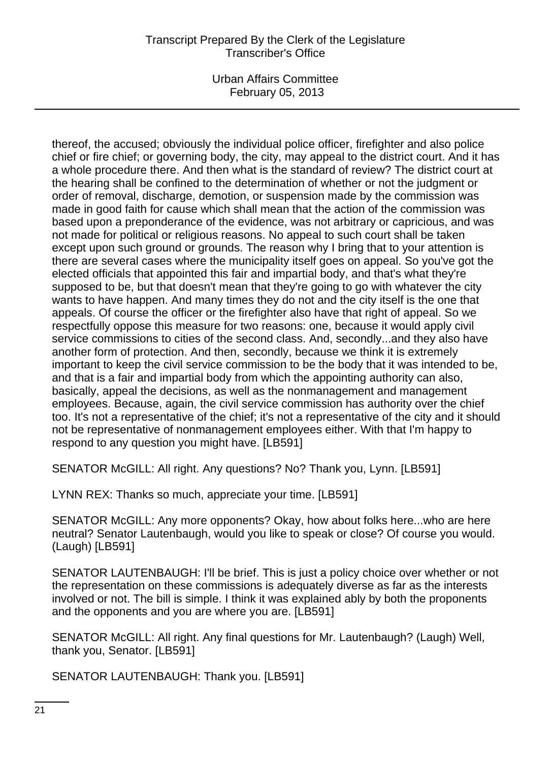thereof, the accused; obviously the individual police officer, firefighter and also police chief or fire chief; or governing body, the city, may appeal to the district court. And it has a whole procedure there. And then what is the standard of review? The district court at the hearing shall be confined to the determination of whether or not the judgment or order of removal, discharge, demotion, or suspension made by the commission was made in good faith for cause which shall mean that the action of the commission was based upon a preponderance of the evidence, was not arbitrary or capricious, and was not made for political or religious reasons. No appeal to such court shall be taken except upon such ground or grounds. The reason why I bring that to your attention is there are several cases where the municipality itself goes on appeal. So you've got the elected officials that appointed this fair and impartial body, and that's what they're supposed to be, but that doesn't mean that they're going to go with whatever the city wants to have happen. And many times they do not and the city itself is the one that appeals. Of course the officer or the firefighter also have that right of appeal. So we respectfully oppose this measure for two reasons: one, because it would apply civil service commissions to cities of the second class. And, secondly...and they also have another form of protection. And then, secondly, because we think it is extremely important to keep the civil service commission to be the body that it was intended to be, and that is a fair and impartial body from which the appointing authority can also, basically, appeal the decisions, as well as the nonmanagement and management employees. Because, again, the civil service commission has authority over the chief too. It's not a representative of the chief; it's not a representative of the city and it should not be representative of nonmanagement employees either. With that I'm happy to respond to any question you might have. [LB591]

SENATOR McGILL: All right. Any questions? No? Thank you, Lynn. [LB591]

LYNN REX: Thanks so much, appreciate your time. [LB591]

SENATOR McGILL: Any more opponents? Okay, how about folks here...who are here neutral? Senator Lautenbaugh, would you like to speak or close? Of course you would. (Laugh) [LB591]

SENATOR LAUTENBAUGH: I'll be brief. This is just a policy choice over whether or not the representation on these commissions is adequately diverse as far as the interests involved or not. The bill is simple. I think it was explained ably by both the proponents and the opponents and you are where you are. [LB591]

SENATOR McGILL: All right. Any final questions for Mr. Lautenbaugh? (Laugh) Well, thank you, Senator. [LB591]

SENATOR LAUTENBAUGH: Thank you. [LB591]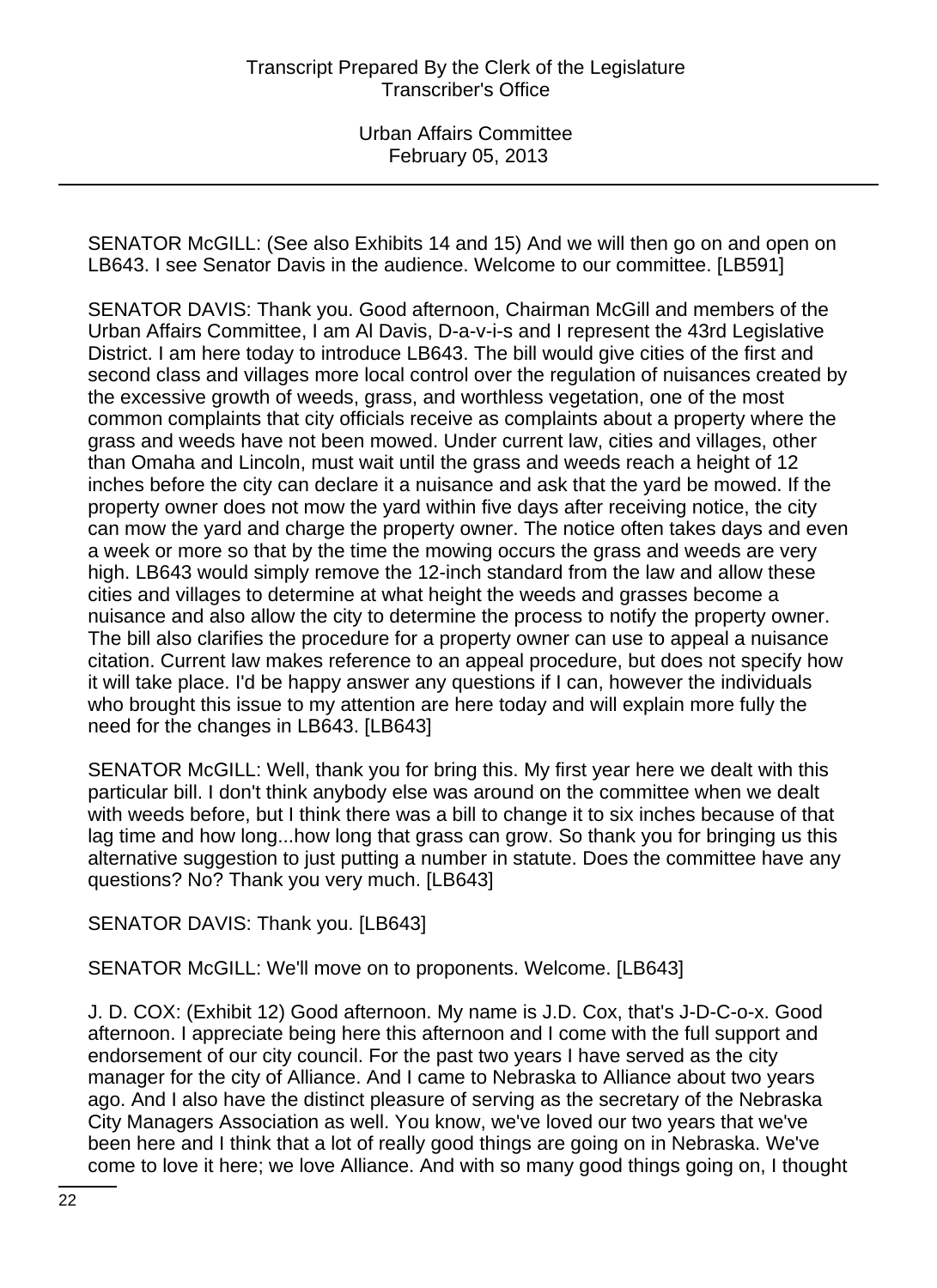SENATOR McGILL: (See also Exhibits 14 and 15) And we will then go on and open on LB643. I see Senator Davis in the audience. Welcome to our committee. [LB591]

SENATOR DAVIS: Thank you. Good afternoon, Chairman McGill and members of the Urban Affairs Committee, I am Al Davis, D-a-v-i-s and I represent the 43rd Legislative District. I am here today to introduce LB643. The bill would give cities of the first and second class and villages more local control over the regulation of nuisances created by the excessive growth of weeds, grass, and worthless vegetation, one of the most common complaints that city officials receive as complaints about a property where the grass and weeds have not been mowed. Under current law, cities and villages, other than Omaha and Lincoln, must wait until the grass and weeds reach a height of 12 inches before the city can declare it a nuisance and ask that the yard be mowed. If the property owner does not mow the yard within five days after receiving notice, the city can mow the yard and charge the property owner. The notice often takes days and even a week or more so that by the time the mowing occurs the grass and weeds are very high. LB643 would simply remove the 12-inch standard from the law and allow these cities and villages to determine at what height the weeds and grasses become a nuisance and also allow the city to determine the process to notify the property owner. The bill also clarifies the procedure for a property owner can use to appeal a nuisance citation. Current law makes reference to an appeal procedure, but does not specify how it will take place. I'd be happy answer any questions if I can, however the individuals who brought this issue to my attention are here today and will explain more fully the need for the changes in LB643. [LB643]

SENATOR McGILL: Well, thank you for bring this. My first year here we dealt with this particular bill. I don't think anybody else was around on the committee when we dealt with weeds before, but I think there was a bill to change it to six inches because of that lag time and how long...how long that grass can grow. So thank you for bringing us this alternative suggestion to just putting a number in statute. Does the committee have any questions? No? Thank you very much. [LB643]

SENATOR DAVIS: Thank you. [LB643]

SENATOR McGILL: We'll move on to proponents. Welcome. [LB643]

J. D. COX: (Exhibit 12) Good afternoon. My name is J.D. Cox, that's J-D-C-o-x. Good afternoon. I appreciate being here this afternoon and I come with the full support and endorsement of our city council. For the past two years I have served as the city manager for the city of Alliance. And I came to Nebraska to Alliance about two years ago. And I also have the distinct pleasure of serving as the secretary of the Nebraska City Managers Association as well. You know, we've loved our two years that we've been here and I think that a lot of really good things are going on in Nebraska. We've come to love it here; we love Alliance. And with so many good things going on, I thought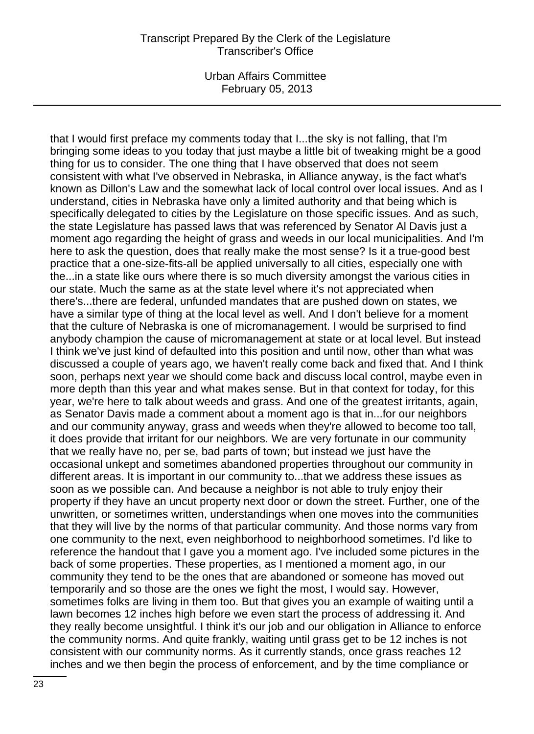that I would first preface my comments today that I...the sky is not falling, that I'm bringing some ideas to you today that just maybe a little bit of tweaking might be a good thing for us to consider. The one thing that I have observed that does not seem consistent with what I've observed in Nebraska, in Alliance anyway, is the fact what's known as Dillon's Law and the somewhat lack of local control over local issues. And as I understand, cities in Nebraska have only a limited authority and that being which is specifically delegated to cities by the Legislature on those specific issues. And as such, the state Legislature has passed laws that was referenced by Senator Al Davis just a moment ago regarding the height of grass and weeds in our local municipalities. And I'm here to ask the question, does that really make the most sense? Is it a true-good best practice that a one-size-fits-all be applied universally to all cities, especially one with the...in a state like ours where there is so much diversity amongst the various cities in our state. Much the same as at the state level where it's not appreciated when there's...there are federal, unfunded mandates that are pushed down on states, we have a similar type of thing at the local level as well. And I don't believe for a moment that the culture of Nebraska is one of micromanagement. I would be surprised to find anybody champion the cause of micromanagement at state or at local level. But instead I think we've just kind of defaulted into this position and until now, other than what was discussed a couple of years ago, we haven't really come back and fixed that. And I think soon, perhaps next year we should come back and discuss local control, maybe even in more depth than this year and what makes sense. But in that context for today, for this year, we're here to talk about weeds and grass. And one of the greatest irritants, again, as Senator Davis made a comment about a moment ago is that in...for our neighbors and our community anyway, grass and weeds when they're allowed to become too tall, it does provide that irritant for our neighbors. We are very fortunate in our community that we really have no, per se, bad parts of town; but instead we just have the occasional unkept and sometimes abandoned properties throughout our community in different areas. It is important in our community to...that we address these issues as soon as we possible can. And because a neighbor is not able to truly enjoy their property if they have an uncut property next door or down the street. Further, one of the unwritten, or sometimes written, understandings when one moves into the communities that they will live by the norms of that particular community. And those norms vary from one community to the next, even neighborhood to neighborhood sometimes. I'd like to reference the handout that I gave you a moment ago. I've included some pictures in the back of some properties. These properties, as I mentioned a moment ago, in our community they tend to be the ones that are abandoned or someone has moved out temporarily and so those are the ones we fight the most, I would say. However, sometimes folks are living in them too. But that gives you an example of waiting until a lawn becomes 12 inches high before we even start the process of addressing it. And they really become unsightful. I think it's our job and our obligation in Alliance to enforce the community norms. And quite frankly, waiting until grass get to be 12 inches is not consistent with our community norms. As it currently stands, once grass reaches 12 inches and we then begin the process of enforcement, and by the time compliance or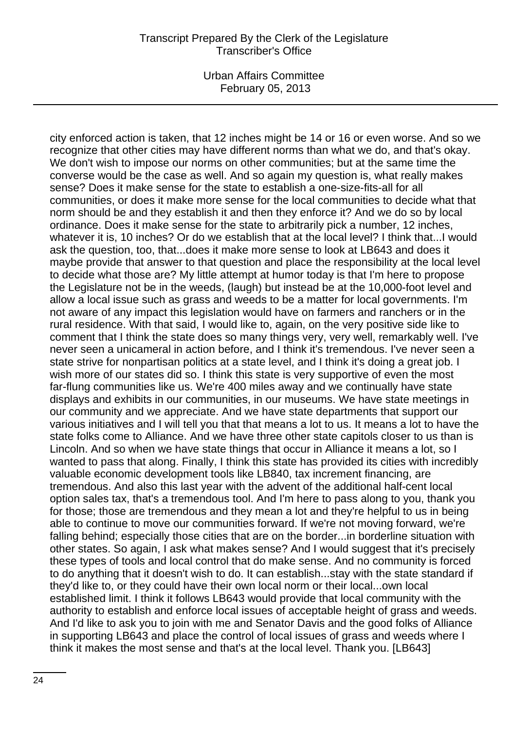city enforced action is taken, that 12 inches might be 14 or 16 or even worse. And so we recognize that other cities may have different norms than what we do, and that's okay. We don't wish to impose our norms on other communities; but at the same time the converse would be the case as well. And so again my question is, what really makes sense? Does it make sense for the state to establish a one-size-fits-all for all communities, or does it make more sense for the local communities to decide what that norm should be and they establish it and then they enforce it? And we do so by local ordinance. Does it make sense for the state to arbitrarily pick a number, 12 inches, whatever it is, 10 inches? Or do we establish that at the local level? I think that...I would ask the question, too, that...does it make more sense to look at LB643 and does it maybe provide that answer to that question and place the responsibility at the local level to decide what those are? My little attempt at humor today is that I'm here to propose the Legislature not be in the weeds, (laugh) but instead be at the 10,000-foot level and allow a local issue such as grass and weeds to be a matter for local governments. I'm not aware of any impact this legislation would have on farmers and ranchers or in the rural residence. With that said, I would like to, again, on the very positive side like to comment that I think the state does so many things very, very well, remarkably well. I've never seen a unicameral in action before, and I think it's tremendous. I've never seen a state strive for nonpartisan politics at a state level, and I think it's doing a great job. I wish more of our states did so. I think this state is very supportive of even the most far-flung communities like us. We're 400 miles away and we continually have state displays and exhibits in our communities, in our museums. We have state meetings in our community and we appreciate. And we have state departments that support our various initiatives and I will tell you that that means a lot to us. It means a lot to have the state folks come to Alliance. And we have three other state capitols closer to us than is Lincoln. And so when we have state things that occur in Alliance it means a lot, so I wanted to pass that along. Finally, I think this state has provided its cities with incredibly valuable economic development tools like LB840, tax increment financing, are tremendous. And also this last year with the advent of the additional half-cent local option sales tax, that's a tremendous tool. And I'm here to pass along to you, thank you for those; those are tremendous and they mean a lot and they're helpful to us in being able to continue to move our communities forward. If we're not moving forward, we're falling behind; especially those cities that are on the border...in borderline situation with other states. So again, I ask what makes sense? And I would suggest that it's precisely these types of tools and local control that do make sense. And no community is forced to do anything that it doesn't wish to do. It can establish...stay with the state standard if they'd like to, or they could have their own local norm or their local...own local established limit. I think it follows LB643 would provide that local community with the authority to establish and enforce local issues of acceptable height of grass and weeds. And I'd like to ask you to join with me and Senator Davis and the good folks of Alliance in supporting LB643 and place the control of local issues of grass and weeds where I think it makes the most sense and that's at the local level. Thank you. [LB643]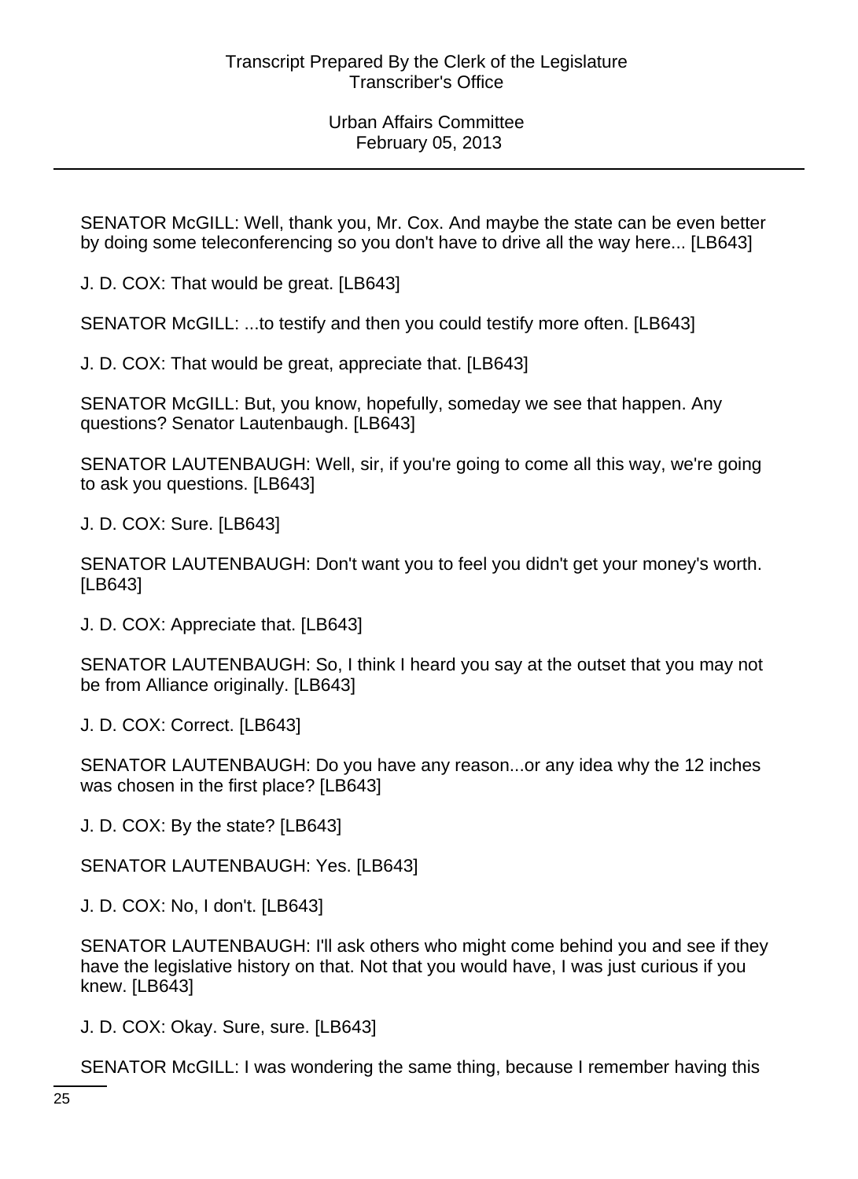SENATOR McGILL: Well, thank you, Mr. Cox. And maybe the state can be even better by doing some teleconferencing so you don't have to drive all the way here... [LB643]

J. D. COX: That would be great. [LB643]

SENATOR McGILL: ...to testify and then you could testify more often. [LB643]

J. D. COX: That would be great, appreciate that. [LB643]

SENATOR McGILL: But, you know, hopefully, someday we see that happen. Any questions? Senator Lautenbaugh. [LB643]

SENATOR LAUTENBAUGH: Well, sir, if you're going to come all this way, we're going to ask you questions. [LB643]

J. D. COX: Sure. [LB643]

SENATOR LAUTENBAUGH: Don't want you to feel you didn't get your money's worth. [LB643]

J. D. COX: Appreciate that. [LB643]

SENATOR LAUTENBAUGH: So, I think I heard you say at the outset that you may not be from Alliance originally. [LB643]

J. D. COX: Correct. [LB643]

SENATOR LAUTENBAUGH: Do you have any reason...or any idea why the 12 inches was chosen in the first place? [LB643]

J. D. COX: By the state? [LB643]

SENATOR LAUTENBAUGH: Yes. [LB643]

J. D. COX: No, I don't. [LB643]

SENATOR LAUTENBAUGH: I'll ask others who might come behind you and see if they have the legislative history on that. Not that you would have, I was just curious if you knew. [LB643]

J. D. COX: Okay. Sure, sure. [LB643]

SENATOR McGILL: I was wondering the same thing, because I remember having this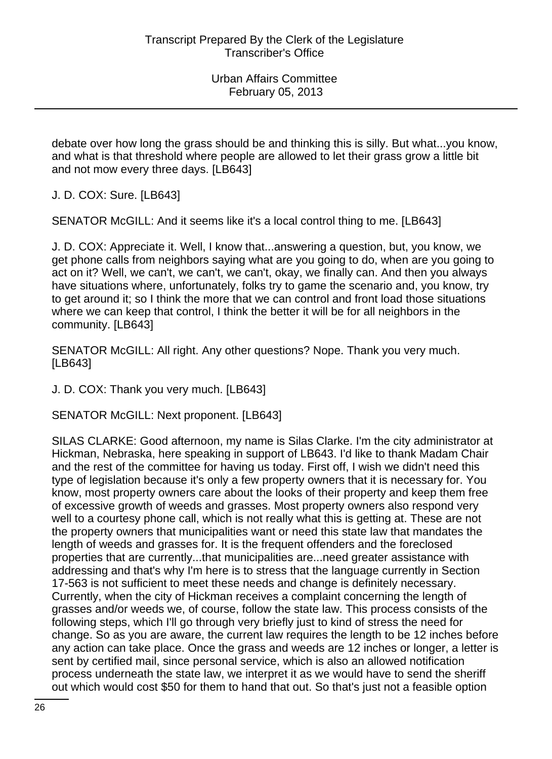debate over how long the grass should be and thinking this is silly. But what...you know, and what is that threshold where people are allowed to let their grass grow a little bit and not mow every three days. [LB643]

J. D. COX: Sure. [LB643]

SENATOR McGILL: And it seems like it's a local control thing to me. [LB643]

J. D. COX: Appreciate it. Well, I know that...answering a question, but, you know, we get phone calls from neighbors saying what are you going to do, when are you going to act on it? Well, we can't, we can't, we can't, okay, we finally can. And then you always have situations where, unfortunately, folks try to game the scenario and, you know, try to get around it; so I think the more that we can control and front load those situations where we can keep that control, I think the better it will be for all neighbors in the community. [LB643]

SENATOR McGILL: All right. Any other questions? Nope. Thank you very much. [LB643]

J. D. COX: Thank you very much. [LB643]

SENATOR McGILL: Next proponent. [LB643]

SILAS CLARKE: Good afternoon, my name is Silas Clarke. I'm the city administrator at Hickman, Nebraska, here speaking in support of LB643. I'd like to thank Madam Chair and the rest of the committee for having us today. First off, I wish we didn't need this type of legislation because it's only a few property owners that it is necessary for. You know, most property owners care about the looks of their property and keep them free of excessive growth of weeds and grasses. Most property owners also respond very well to a courtesy phone call, which is not really what this is getting at. These are not the property owners that municipalities want or need this state law that mandates the length of weeds and grasses for. It is the frequent offenders and the foreclosed properties that are currently...that municipalities are...need greater assistance with addressing and that's why I'm here is to stress that the language currently in Section 17-563 is not sufficient to meet these needs and change is definitely necessary. Currently, when the city of Hickman receives a complaint concerning the length of grasses and/or weeds we, of course, follow the state law. This process consists of the following steps, which I'll go through very briefly just to kind of stress the need for change. So as you are aware, the current law requires the length to be 12 inches before any action can take place. Once the grass and weeds are 12 inches or longer, a letter is sent by certified mail, since personal service, which is also an allowed notification process underneath the state law, we interpret it as we would have to send the sheriff out which would cost $50 for them to hand that out. So that's just not a feasible option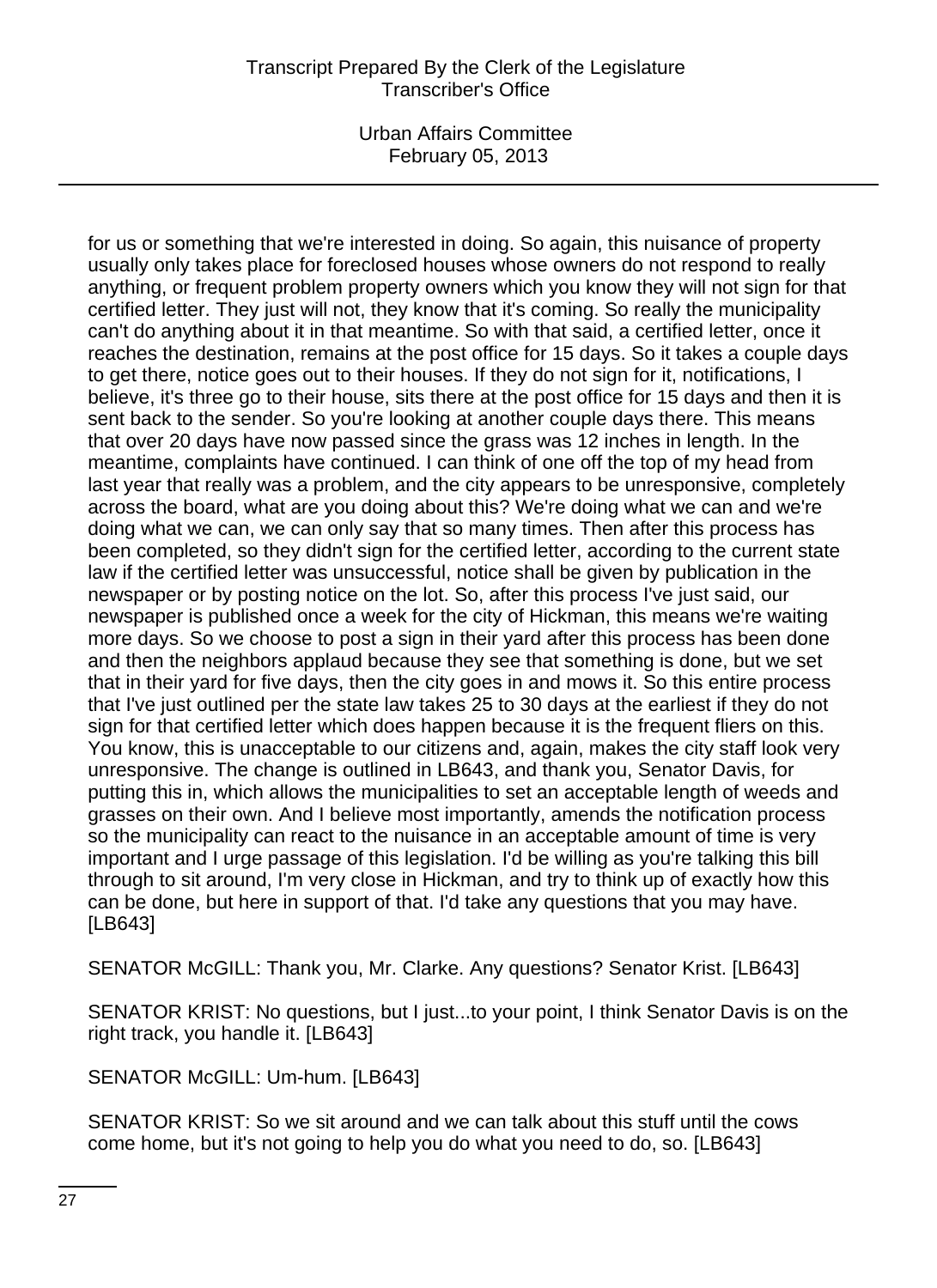for us or something that we're interested in doing. So again, this nuisance of property usually only takes place for foreclosed houses whose owners do not respond to really anything, or frequent problem property owners which you know they will not sign for that certified letter. They just will not, they know that it's coming. So really the municipality can't do anything about it in that meantime. So with that said, a certified letter, once it reaches the destination, remains at the post office for 15 days. So it takes a couple days to get there, notice goes out to their houses. If they do not sign for it, notifications, I believe, it's three go to their house, sits there at the post office for 15 days and then it is sent back to the sender. So you're looking at another couple days there. This means that over 20 days have now passed since the grass was 12 inches in length. In the meantime, complaints have continued. I can think of one off the top of my head from last year that really was a problem, and the city appears to be unresponsive, completely across the board, what are you doing about this? We're doing what we can and we're doing what we can, we can only say that so many times. Then after this process has been completed, so they didn't sign for the certified letter, according to the current state law if the certified letter was unsuccessful, notice shall be given by publication in the newspaper or by posting notice on the lot. So, after this process I've just said, our newspaper is published once a week for the city of Hickman, this means we're waiting more days. So we choose to post a sign in their yard after this process has been done and then the neighbors applaud because they see that something is done, but we set that in their yard for five days, then the city goes in and mows it. So this entire process that I've just outlined per the state law takes 25 to 30 days at the earliest if they do not sign for that certified letter which does happen because it is the frequent fliers on this. You know, this is unacceptable to our citizens and, again, makes the city staff look very unresponsive. The change is outlined in LB643, and thank you, Senator Davis, for putting this in, which allows the municipalities to set an acceptable length of weeds and grasses on their own. And I believe most importantly, amends the notification process so the municipality can react to the nuisance in an acceptable amount of time is very important and I urge passage of this legislation. I'd be willing as you're talking this bill through to sit around, I'm very close in Hickman, and try to think up of exactly how this can be done, but here in support of that. I'd take any questions that you may have. [LB643]

SENATOR McGILL: Thank you, Mr. Clarke. Any questions? Senator Krist. [LB643]

SENATOR KRIST: No questions, but I just...to your point, I think Senator Davis is on the right track, you handle it. [LB643]

SENATOR McGILL: Um-hum. [LB643]

SENATOR KRIST: So we sit around and we can talk about this stuff until the cows come home, but it's not going to help you do what you need to do, so. [LB643]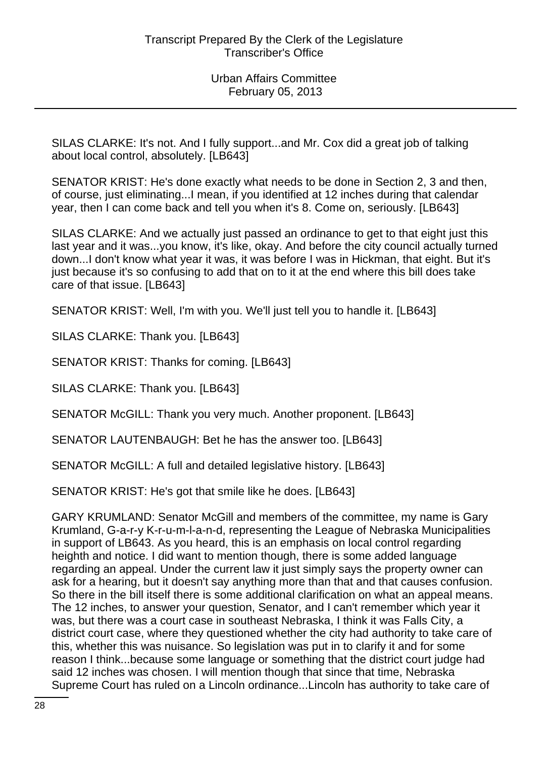SILAS CLARKE: It's not. And I fully support...and Mr. Cox did a great job of talking about local control, absolutely. [LB643]

SENATOR KRIST: He's done exactly what needs to be done in Section 2, 3 and then, of course, just eliminating...I mean, if you identified at 12 inches during that calendar year, then I can come back and tell you when it's 8. Come on, seriously. [LB643]

SILAS CLARKE: And we actually just passed an ordinance to get to that eight just this last year and it was...you know, it's like, okay. And before the city council actually turned down...I don't know what year it was, it was before I was in Hickman, that eight. But it's just because it's so confusing to add that on to it at the end where this bill does take care of that issue. [LB643]

SENATOR KRIST: Well, I'm with you. We'll just tell you to handle it. [LB643]

SILAS CLARKE: Thank you. [LB643]

SENATOR KRIST: Thanks for coming. [LB643]

SILAS CLARKE: Thank you. [LB643]

SENATOR McGILL: Thank you very much. Another proponent. [LB643]

SENATOR LAUTENBAUGH: Bet he has the answer too. [LB643]

SENATOR McGILL: A full and detailed legislative history. [LB643]

SENATOR KRIST: He's got that smile like he does. [LB643]

GARY KRUMLAND: Senator McGill and members of the committee, my name is Gary Krumland, G-a-r-y K-r-u-m-l-a-n-d, representing the League of Nebraska Municipalities in support of LB643. As you heard, this is an emphasis on local control regarding heighth and notice. I did want to mention though, there is some added language regarding an appeal. Under the current law it just simply says the property owner can ask for a hearing, but it doesn't say anything more than that and that causes confusion. So there in the bill itself there is some additional clarification on what an appeal means. The 12 inches, to answer your question, Senator, and I can't remember which year it was, but there was a court case in southeast Nebraska, I think it was Falls City, a district court case, where they questioned whether the city had authority to take care of this, whether this was nuisance. So legislation was put in to clarify it and for some reason I think...because some language or something that the district court judge had said 12 inches was chosen. I will mention though that since that time, Nebraska Supreme Court has ruled on a Lincoln ordinance...Lincoln has authority to take care of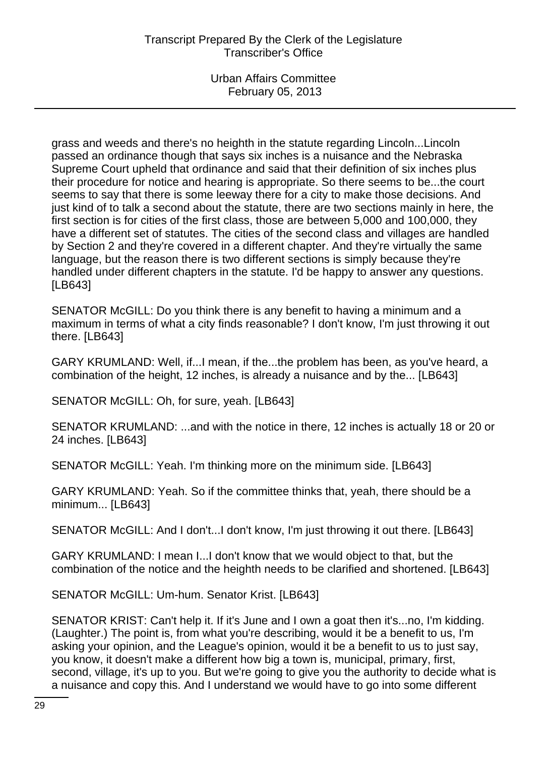grass and weeds and there's no heighth in the statute regarding Lincoln...Lincoln passed an ordinance though that says six inches is a nuisance and the Nebraska Supreme Court upheld that ordinance and said that their definition of six inches plus their procedure for notice and hearing is appropriate. So there seems to be...the court seems to say that there is some leeway there for a city to make those decisions. And just kind of to talk a second about the statute, there are two sections mainly in here, the first section is for cities of the first class, those are between 5,000 and 100,000, they have a different set of statutes. The cities of the second class and villages are handled by Section 2 and they're covered in a different chapter. And they're virtually the same language, but the reason there is two different sections is simply because they're handled under different chapters in the statute. I'd be happy to answer any questions. [LB643]

SENATOR McGILL: Do you think there is any benefit to having a minimum and a maximum in terms of what a city finds reasonable? I don't know, I'm just throwing it out there. [LB643]

GARY KRUMLAND: Well, if...I mean, if the...the problem has been, as you've heard, a combination of the height, 12 inches, is already a nuisance and by the... [LB643]

SENATOR McGILL: Oh, for sure, yeah. [LB643]

SENATOR KRUMLAND: ...and with the notice in there, 12 inches is actually 18 or 20 or 24 inches. [LB643]

SENATOR McGILL: Yeah. I'm thinking more on the minimum side. [LB643]

GARY KRUMLAND: Yeah. So if the committee thinks that, yeah, there should be a minimum... [LB643]

SENATOR McGILL: And I don't...I don't know, I'm just throwing it out there. [LB643]

GARY KRUMLAND: I mean I...I don't know that we would object to that, but the combination of the notice and the heighth needs to be clarified and shortened. [LB643]

SENATOR McGILL: Um-hum. Senator Krist. [LB643]

SENATOR KRIST: Can't help it. If it's June and I own a goat then it's...no, I'm kidding. (Laughter.) The point is, from what you're describing, would it be a benefit to us, I'm asking your opinion, and the League's opinion, would it be a benefit to us to just say, you know, it doesn't make a different how big a town is, municipal, primary, first, second, village, it's up to you. But we're going to give you the authority to decide what is a nuisance and copy this. And I understand we would have to go into some different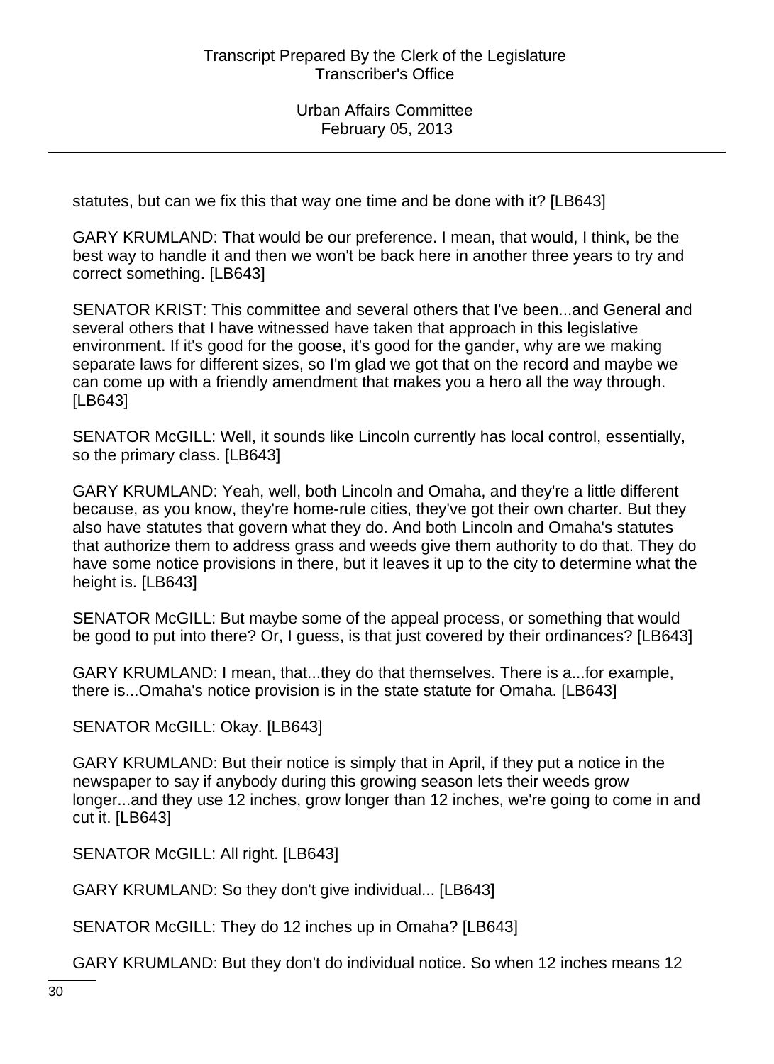statutes, but can we fix this that way one time and be done with it? [LB643]

GARY KRUMLAND: That would be our preference. I mean, that would, I think, be the best way to handle it and then we won't be back here in another three years to try and correct something. [LB643]

SENATOR KRIST: This committee and several others that I've been...and General and several others that I have witnessed have taken that approach in this legislative environment. If it's good for the goose, it's good for the gander, why are we making separate laws for different sizes, so I'm glad we got that on the record and maybe we can come up with a friendly amendment that makes you a hero all the way through. [LB643]

SENATOR McGILL: Well, it sounds like Lincoln currently has local control, essentially, so the primary class. [LB643]

GARY KRUMLAND: Yeah, well, both Lincoln and Omaha, and they're a little different because, as you know, they're home-rule cities, they've got their own charter. But they also have statutes that govern what they do. And both Lincoln and Omaha's statutes that authorize them to address grass and weeds give them authority to do that. They do have some notice provisions in there, but it leaves it up to the city to determine what the height is. [LB643]

SENATOR McGILL: But maybe some of the appeal process, or something that would be good to put into there? Or, I guess, is that just covered by their ordinances? [LB643]

GARY KRUMLAND: I mean, that...they do that themselves. There is a...for example, there is...Omaha's notice provision is in the state statute for Omaha. [LB643]

SENATOR McGILL: Okay. [LB643]

GARY KRUMLAND: But their notice is simply that in April, if they put a notice in the newspaper to say if anybody during this growing season lets their weeds grow longer...and they use 12 inches, grow longer than 12 inches, we're going to come in and cut it. [LB643]

SENATOR McGILL: All right. [LB643]

GARY KRUMLAND: So they don't give individual... [LB643]

SENATOR McGILL: They do 12 inches up in Omaha? [LB643]

GARY KRUMLAND: But they don't do individual notice. So when 12 inches means 12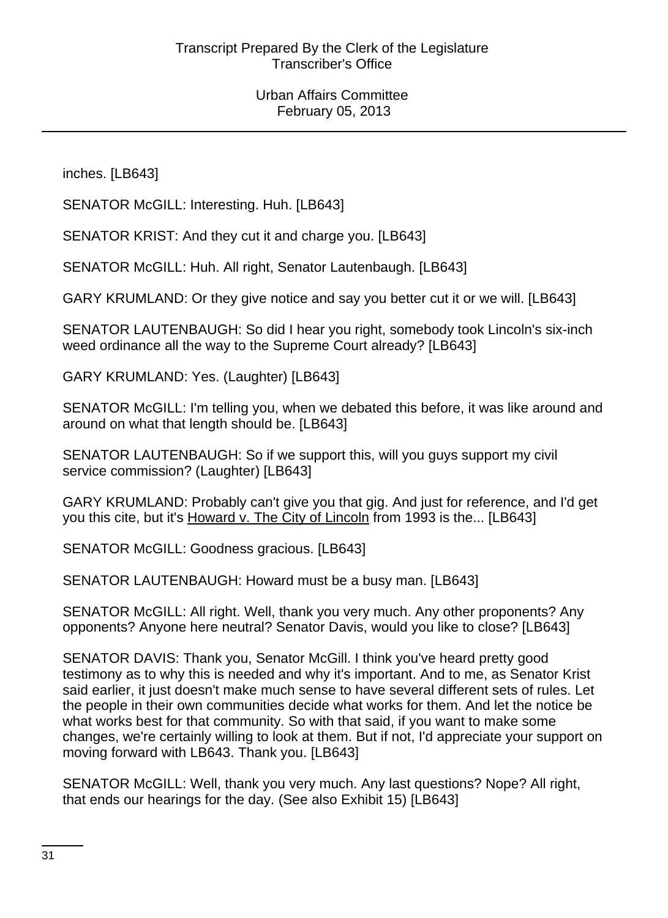inches. [LB643]

SENATOR McGILL: Interesting. Huh. [LB643]

SENATOR KRIST: And they cut it and charge you. [LB643]

SENATOR McGILL: Huh. All right, Senator Lautenbaugh. [LB643]

GARY KRUMLAND: Or they give notice and say you better cut it or we will. [LB643]

SENATOR LAUTENBAUGH: So did I hear you right, somebody took Lincoln's six-inch weed ordinance all the way to the Supreme Court already? [LB643]

GARY KRUMLAND: Yes. (Laughter) [LB643]

SENATOR McGILL: I'm telling you, when we debated this before, it was like around and around on what that length should be. [LB643]

SENATOR LAUTENBAUGH: So if we support this, will you guys support my civil service commission? (Laughter) [LB643]

GARY KRUMLAND: Probably can't give you that gig. And just for reference, and I'd get you this cite, but it's Howard v. The City of Lincoln from 1993 is the... [LB643]

SENATOR McGILL: Goodness gracious. [LB643]

SENATOR LAUTENBAUGH: Howard must be a busy man. [LB643]

SENATOR McGILL: All right. Well, thank you very much. Any other proponents? Any opponents? Anyone here neutral? Senator Davis, would you like to close? [LB643]

SENATOR DAVIS: Thank you, Senator McGill. I think you've heard pretty good testimony as to why this is needed and why it's important. And to me, as Senator Krist said earlier, it just doesn't make much sense to have several different sets of rules. Let the people in their own communities decide what works for them. And let the notice be what works best for that community. So with that said, if you want to make some changes, we're certainly willing to look at them. But if not, I'd appreciate your support on moving forward with LB643. Thank you. [LB643]

SENATOR McGILL: Well, thank you very much. Any last questions? Nope? All right, that ends our hearings for the day. (See also Exhibit 15) [LB643]